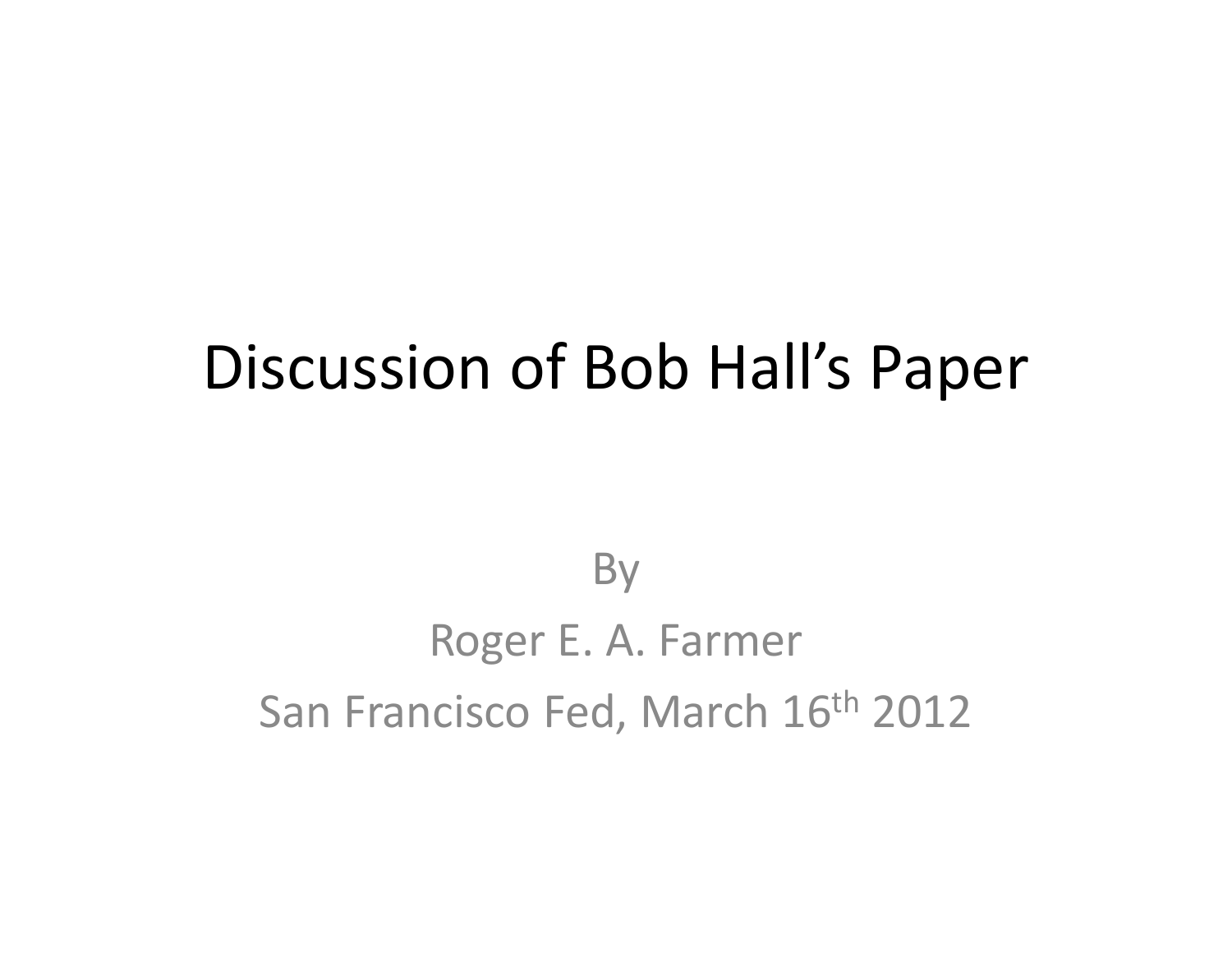# Discussion of Bob Hall's Paper

By

Roger E. A. Farmer

San Francisco Fed, March 16th 2012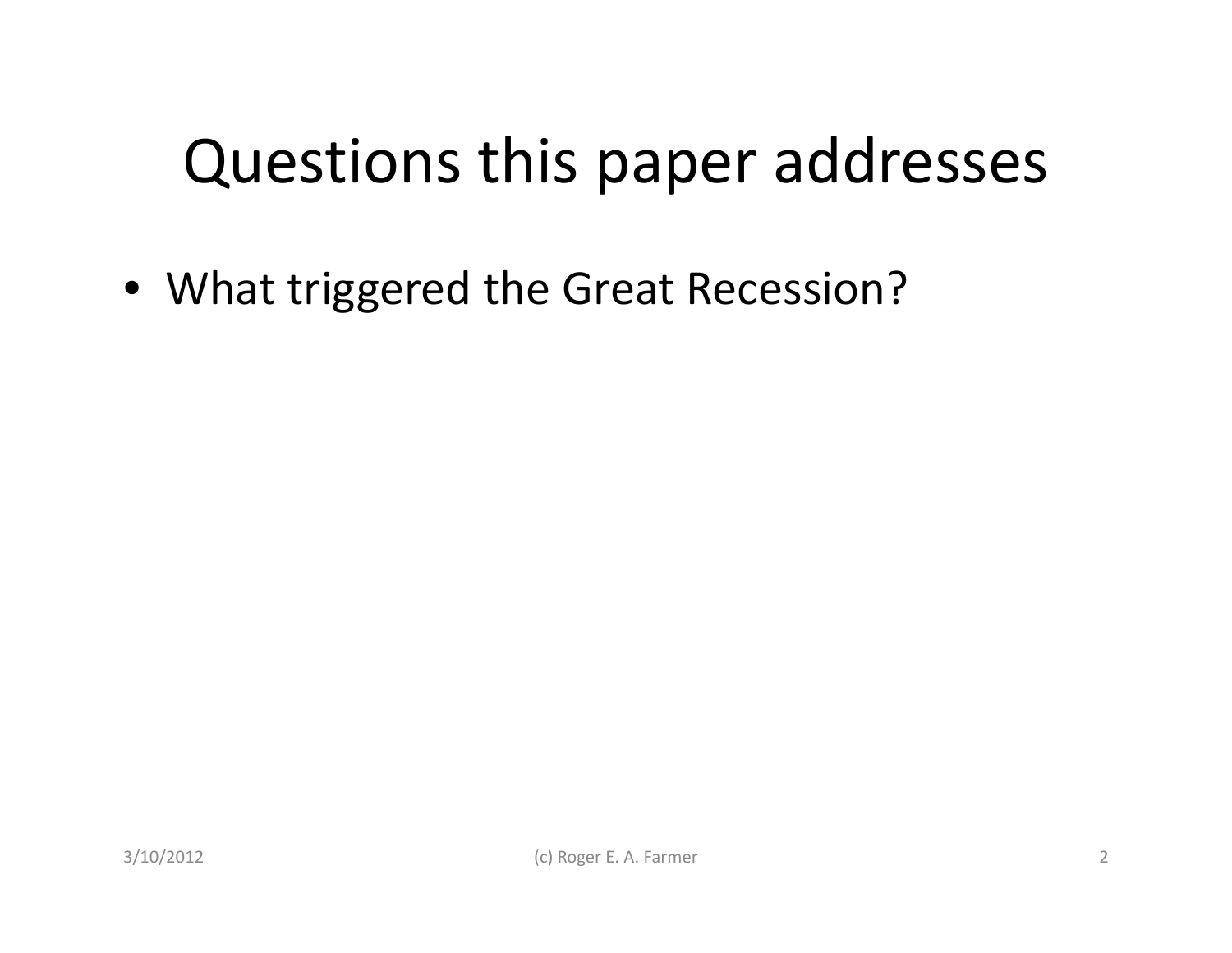# Questions this paper addresses

- What triggered the Great Recession?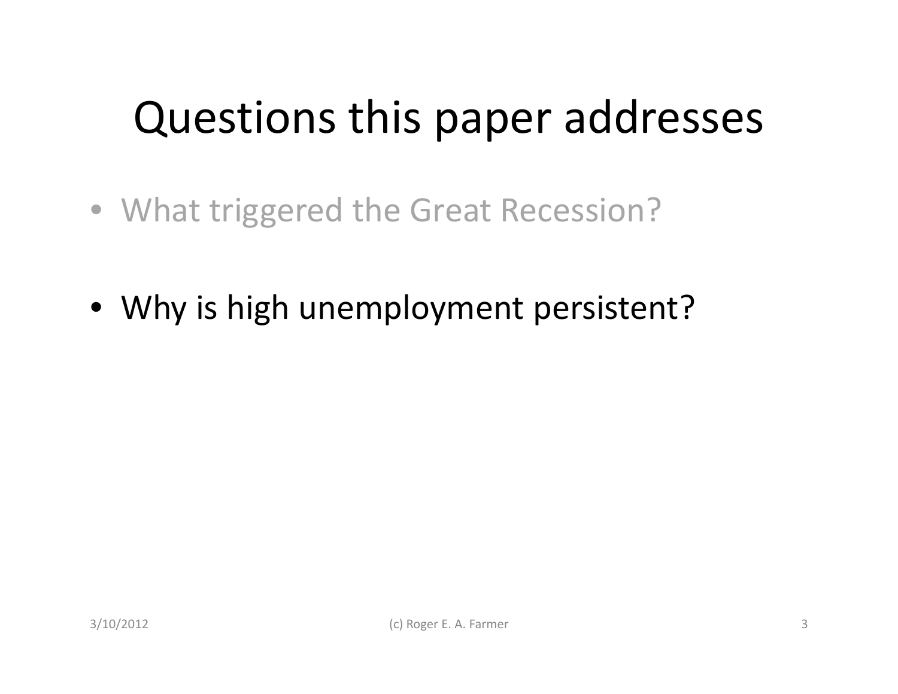# Questions this paper addresses

- What triggered the Great Recession?
- Why is high unemployment persistent?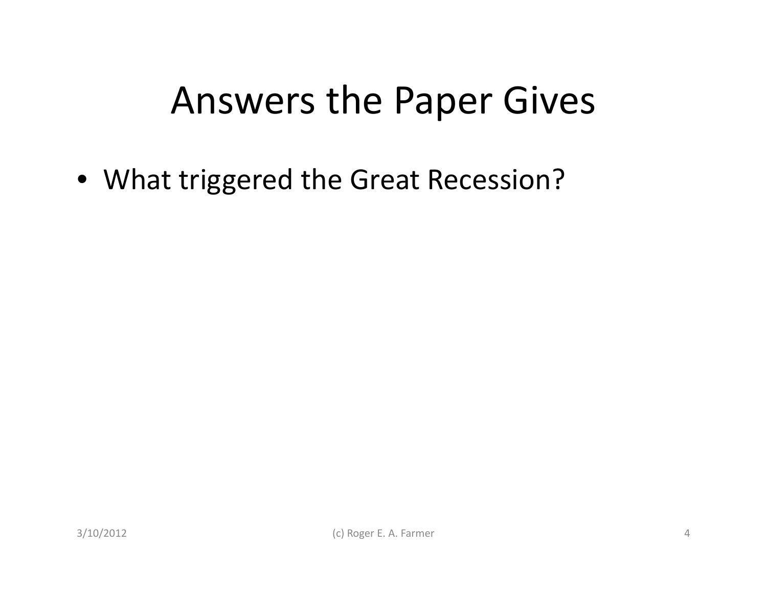# Answers the Paper Gives

- What triggered the Great Recession?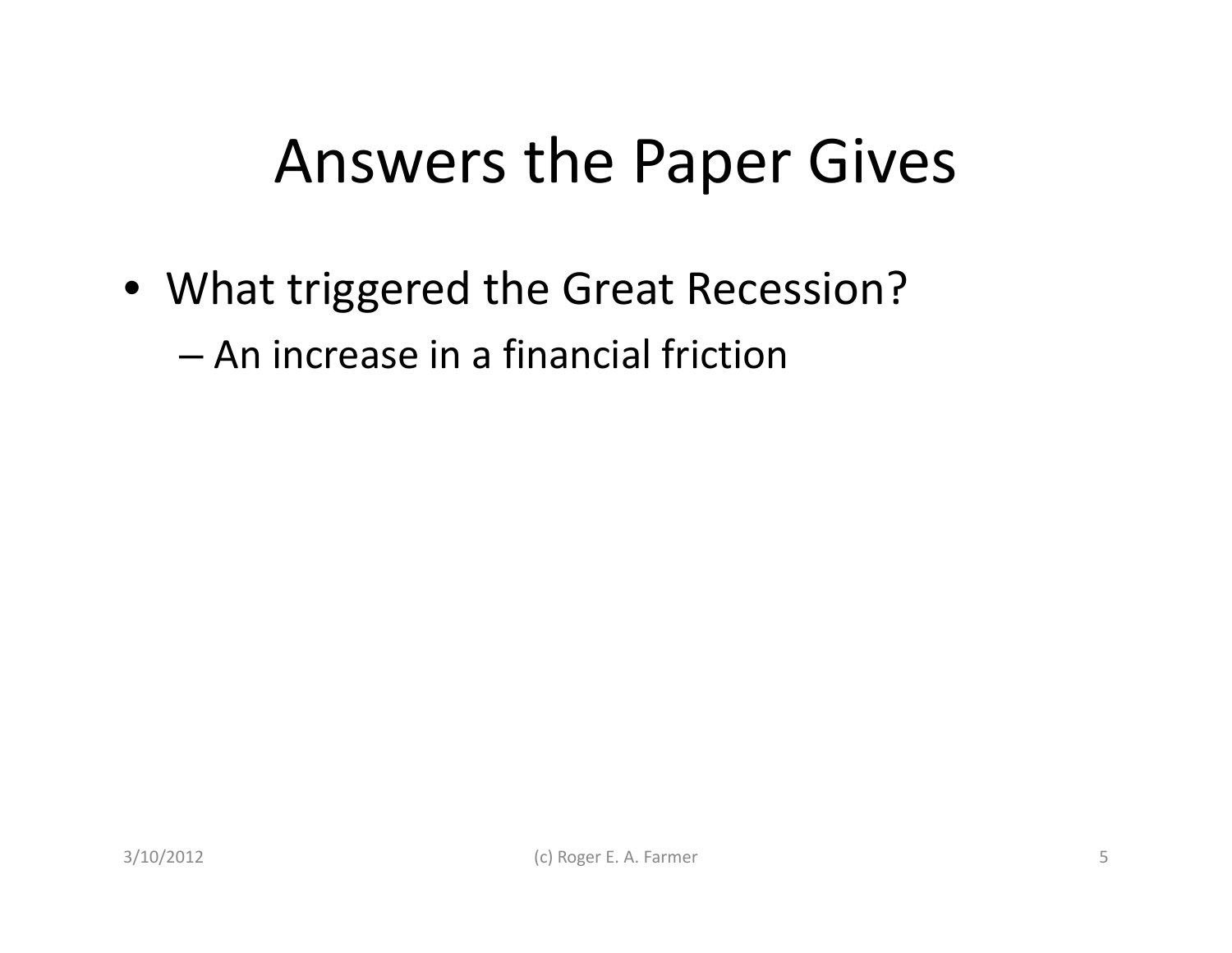# Answers the Paper Gives

- What triggered the Great Recession?
  - An increase in a financial friction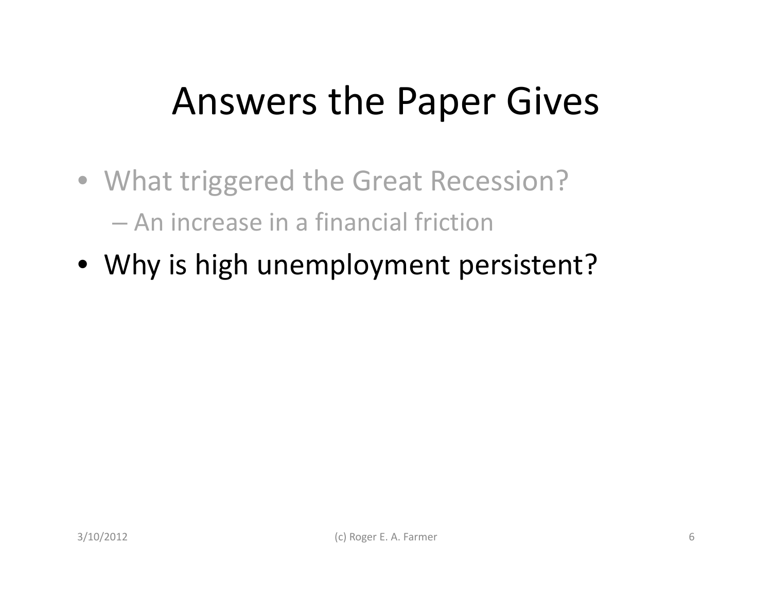# Answers the Paper Gives

- What triggered the Great Recession?
  - An increase in a financial friction
- Why is high unemployment persistent?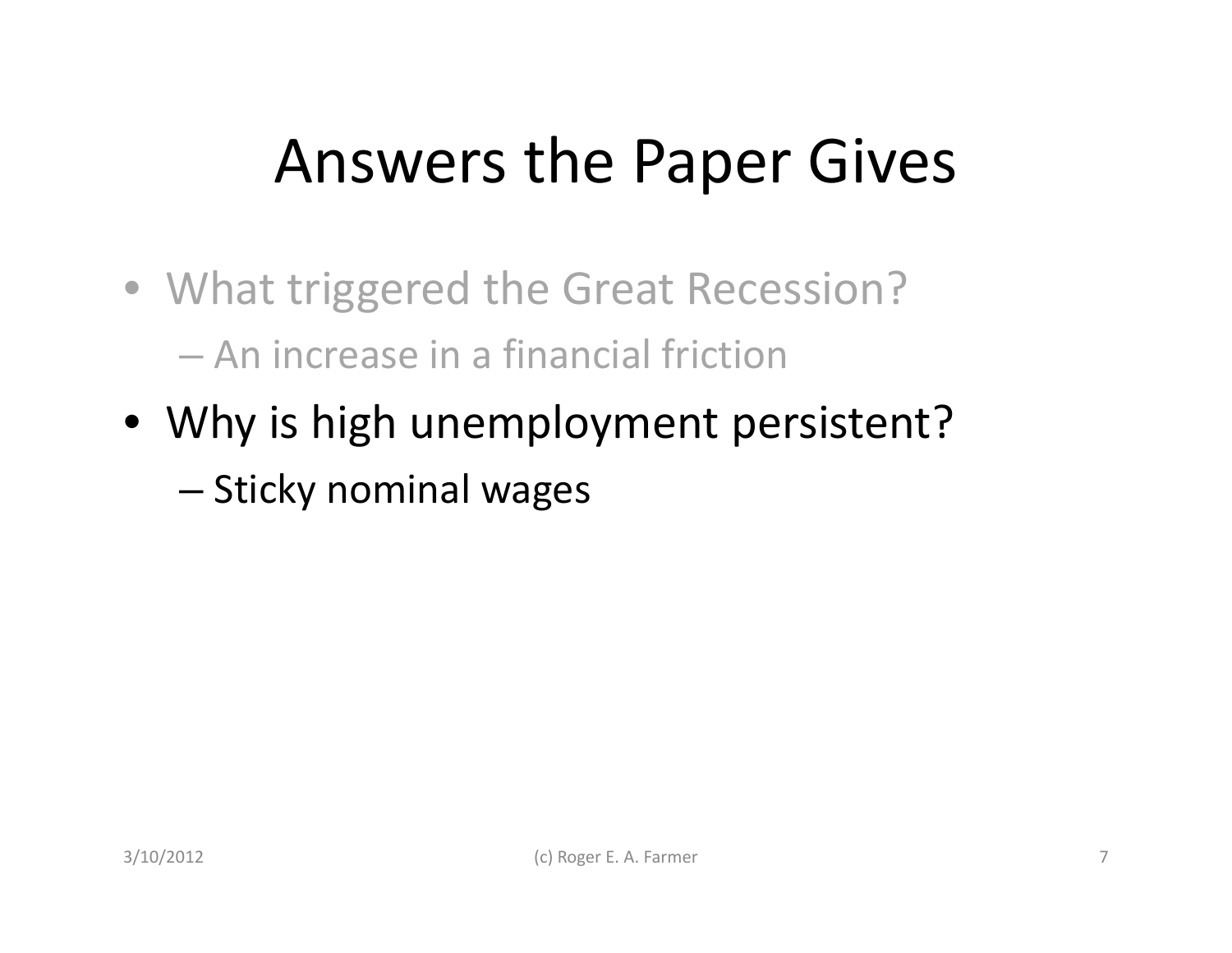# Answers the Paper Gives

- What triggered the Great Recession?
  - An increase in a financial friction
- Why is high unemployment persistent?
  - Sticky nominal wages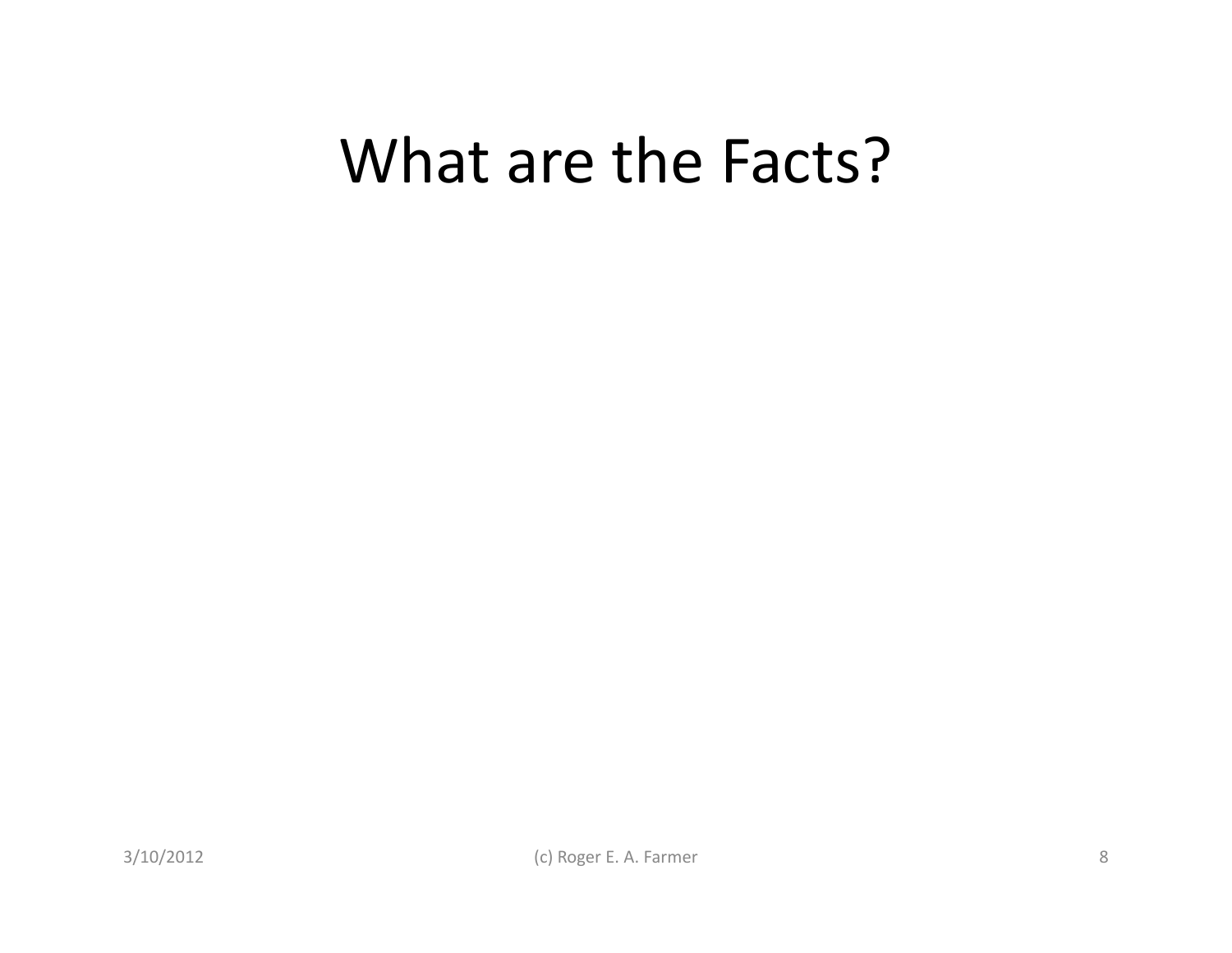# What are the Facts?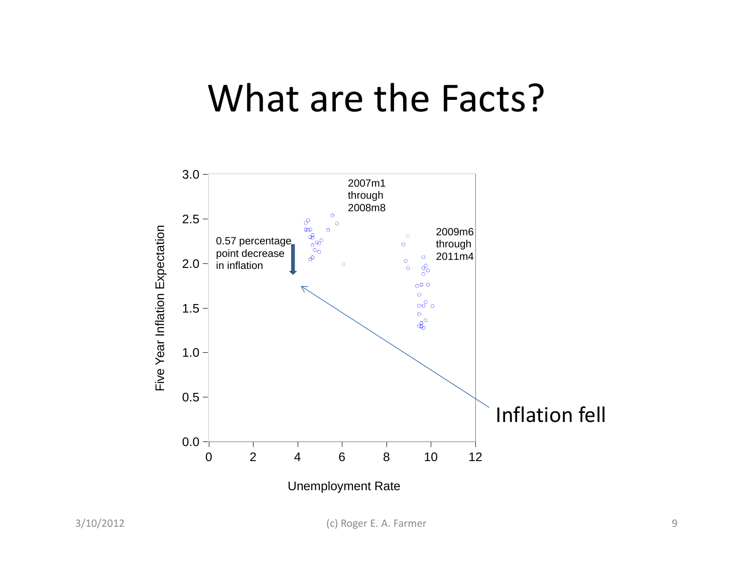# What are the Facts?

Five Year Inflation Expectation

3.0
2.5
2.0
1.5
1.0
0.5
0.0

0 2 4 6 8 10 12

Unemployment Rate

2007m1 through 2008m8

2009m6 through 2011m4

0.57 percentage point decrease in inflation

Inflation fell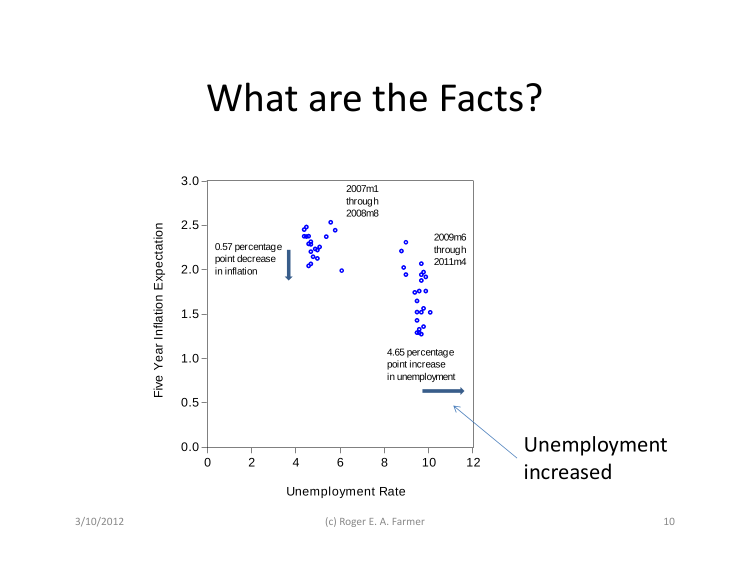# What are the Facts?

Five Year Inflation Expectation

Unemployment Rate

2007m1 through 2008m8

2009m6 through 2011m4

0.57 percentage point decrease in inflation

4.65 percentage point increase in unemployment

Unemployment increased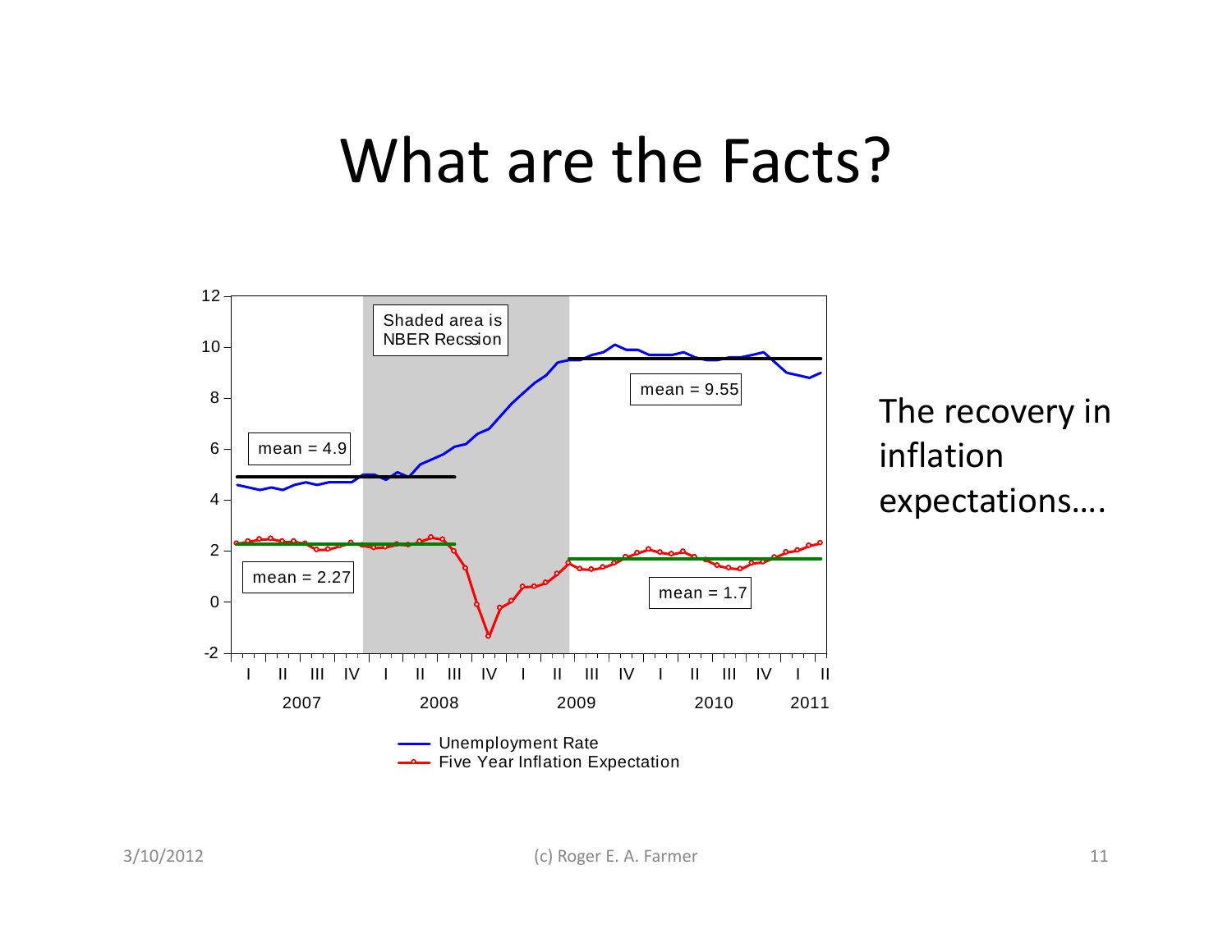# What are the Facts?

The recovery in inflation expectations….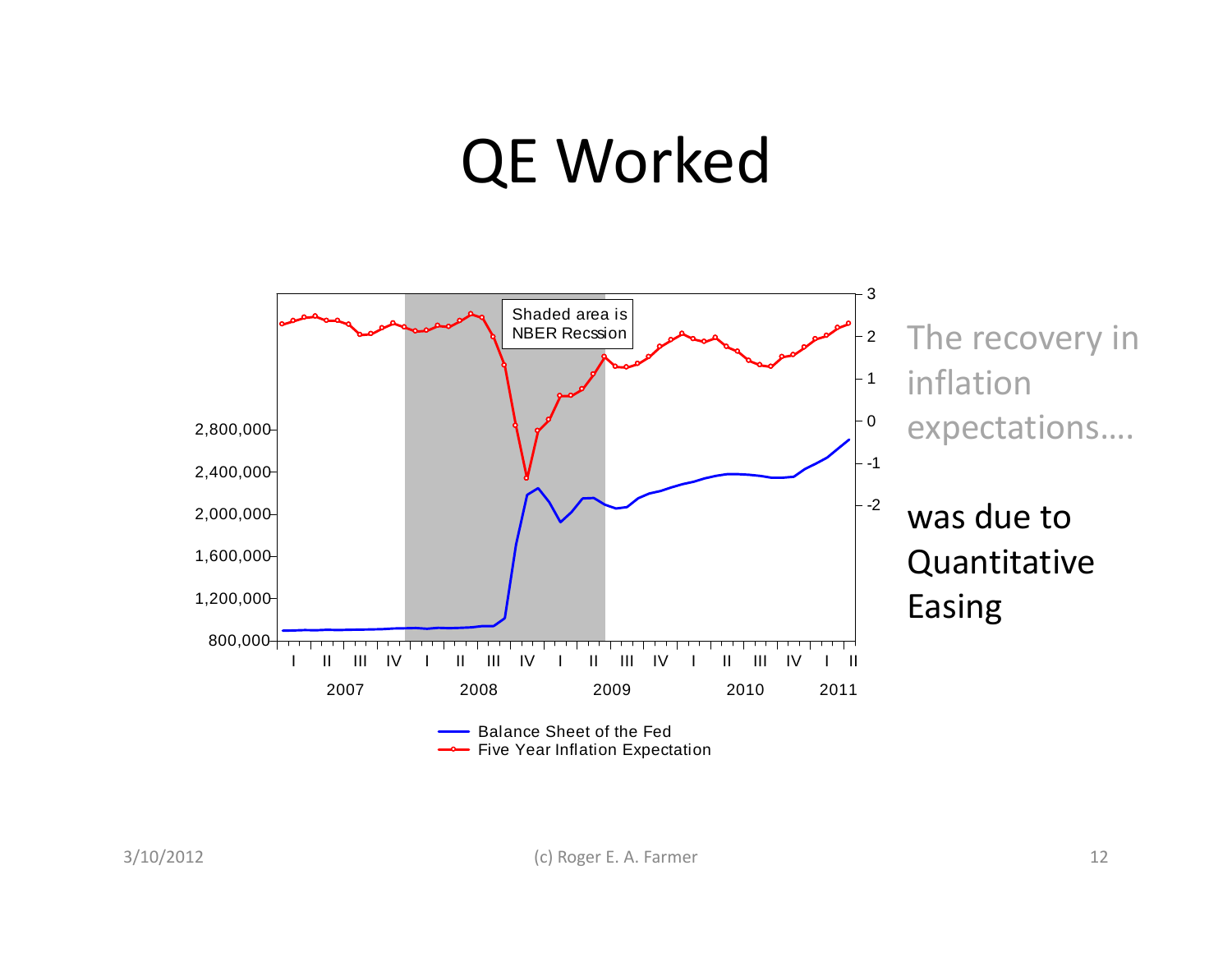# QE Worked

The recovery in inflation expectations….

was due to Quantitative Easing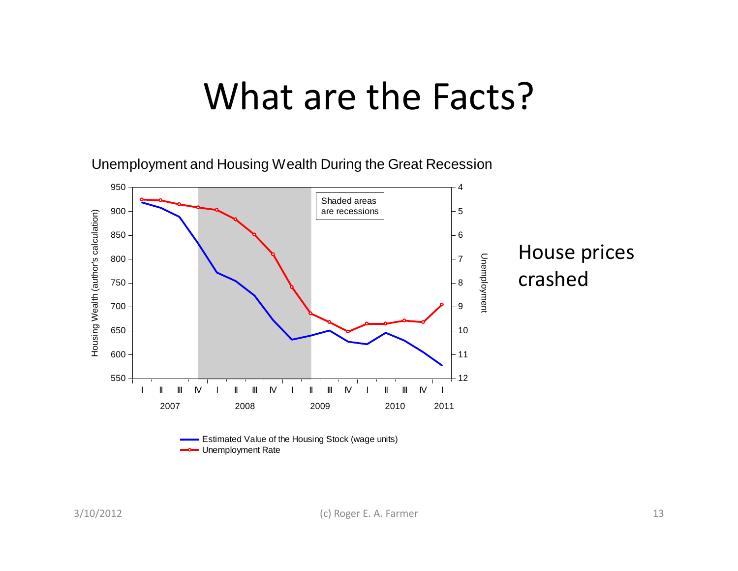# What are the Facts?

Unemployment and Housing Wealth During the Great Recession

Shaded areas are recessions

Housing Wealth (author's calculation)

Unemployment

Estimated Value of the Housing Stock (wage units)

Unemployment Rate

House prices crashed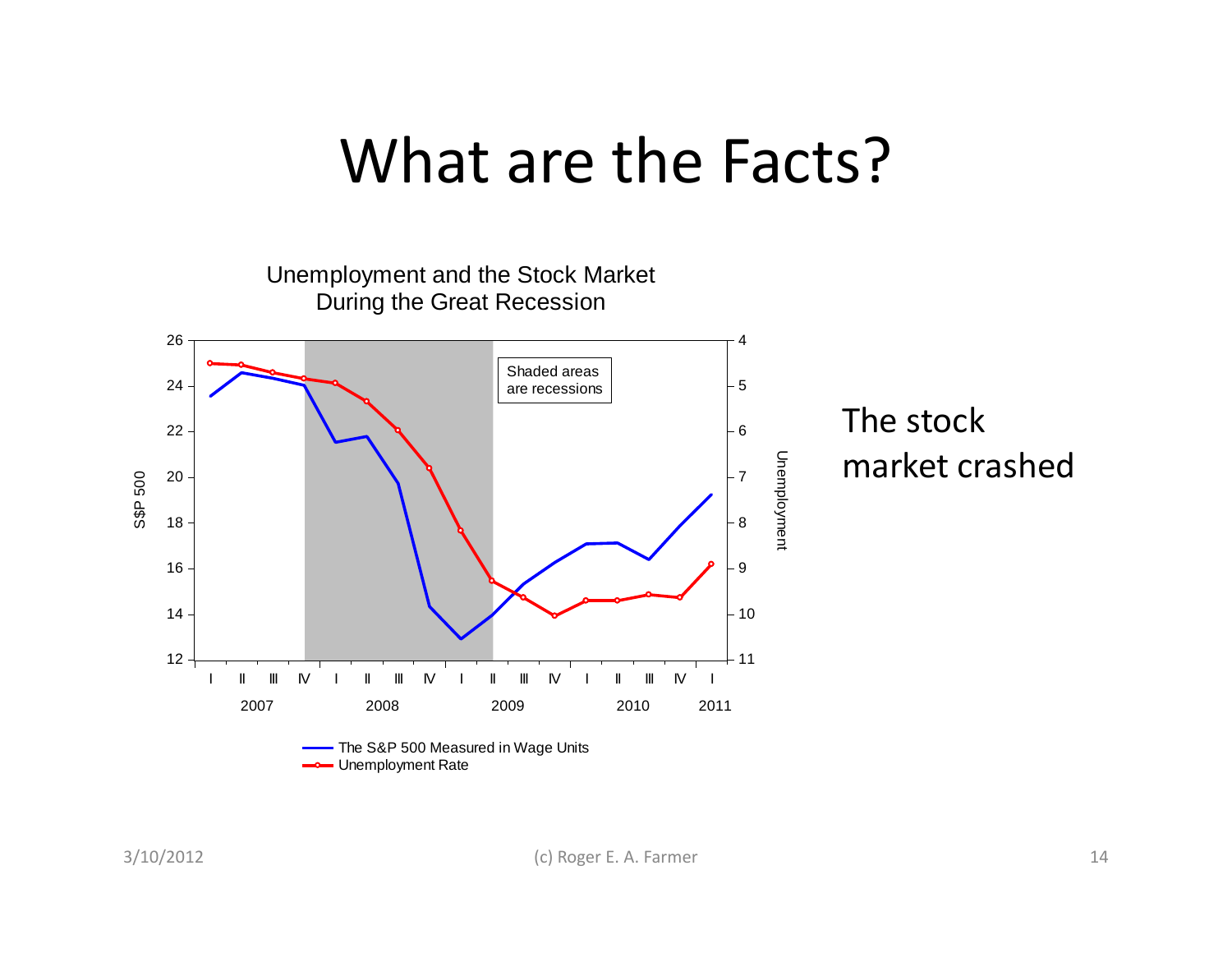# What are the Facts?

Unemployment and the Stock Market During the Great Recession

The stock market crashed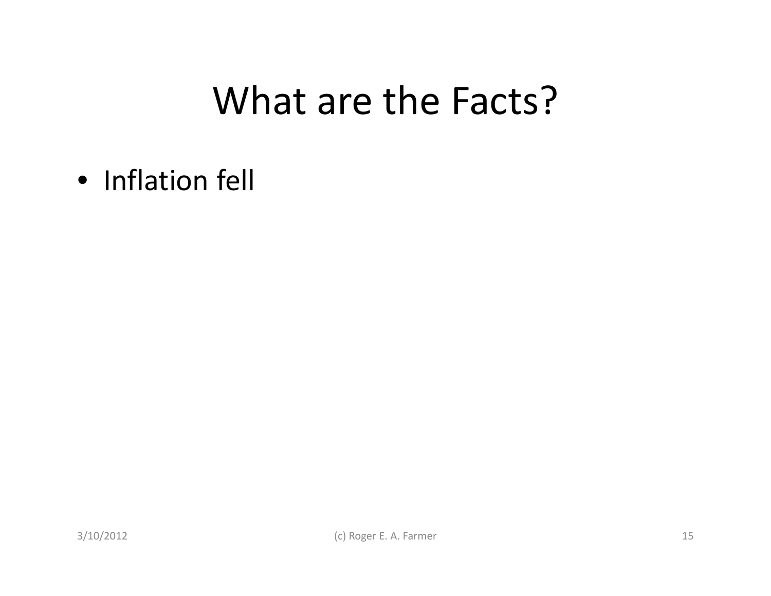# What are the Facts?

- Inflation fell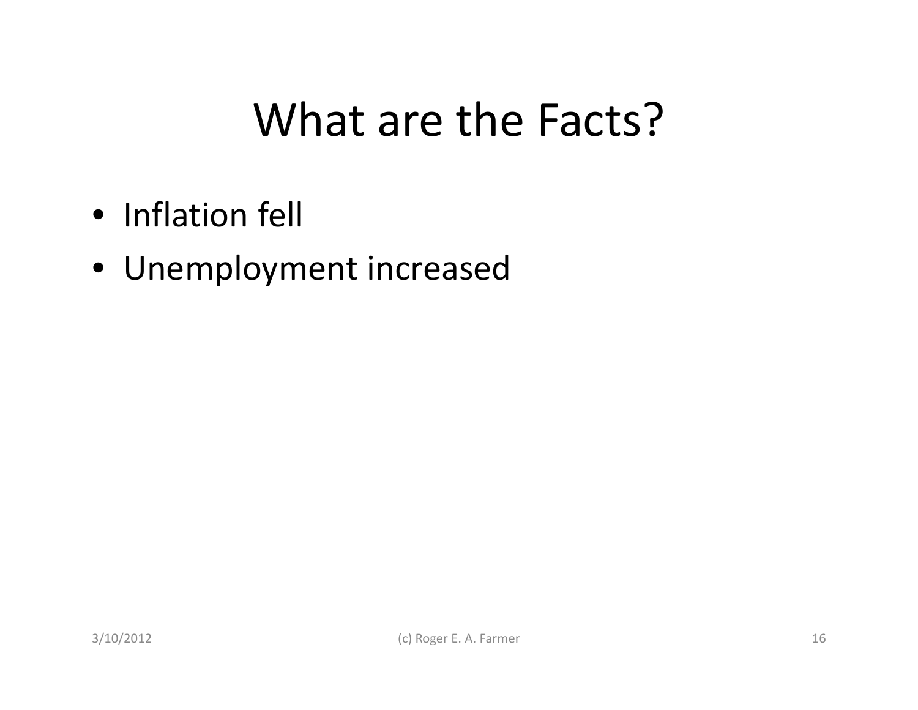# What are the Facts?

- Inflation fell
- Unemployment increased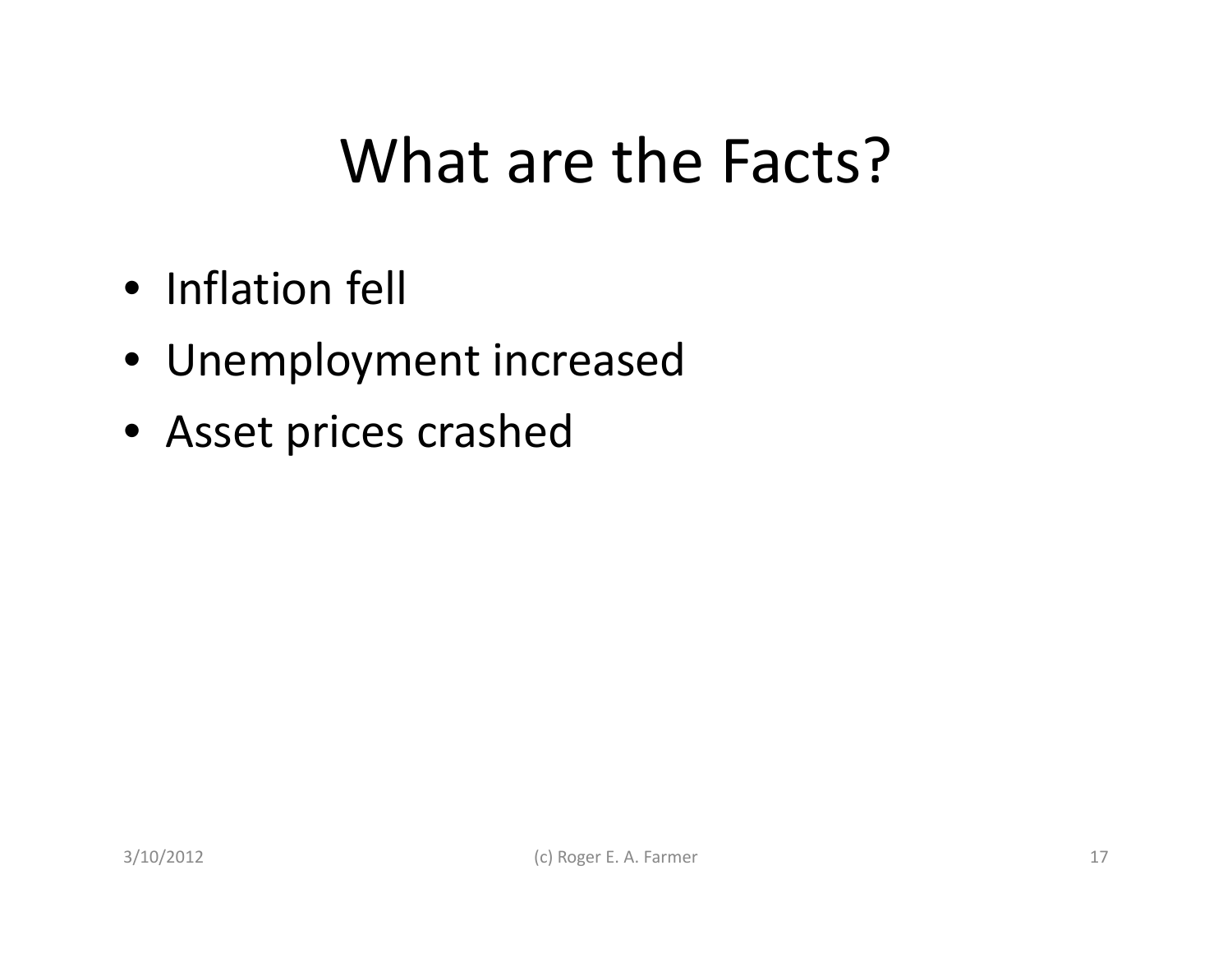# What are the Facts?

- Inflation fell
- Unemployment increased
- Asset prices crashed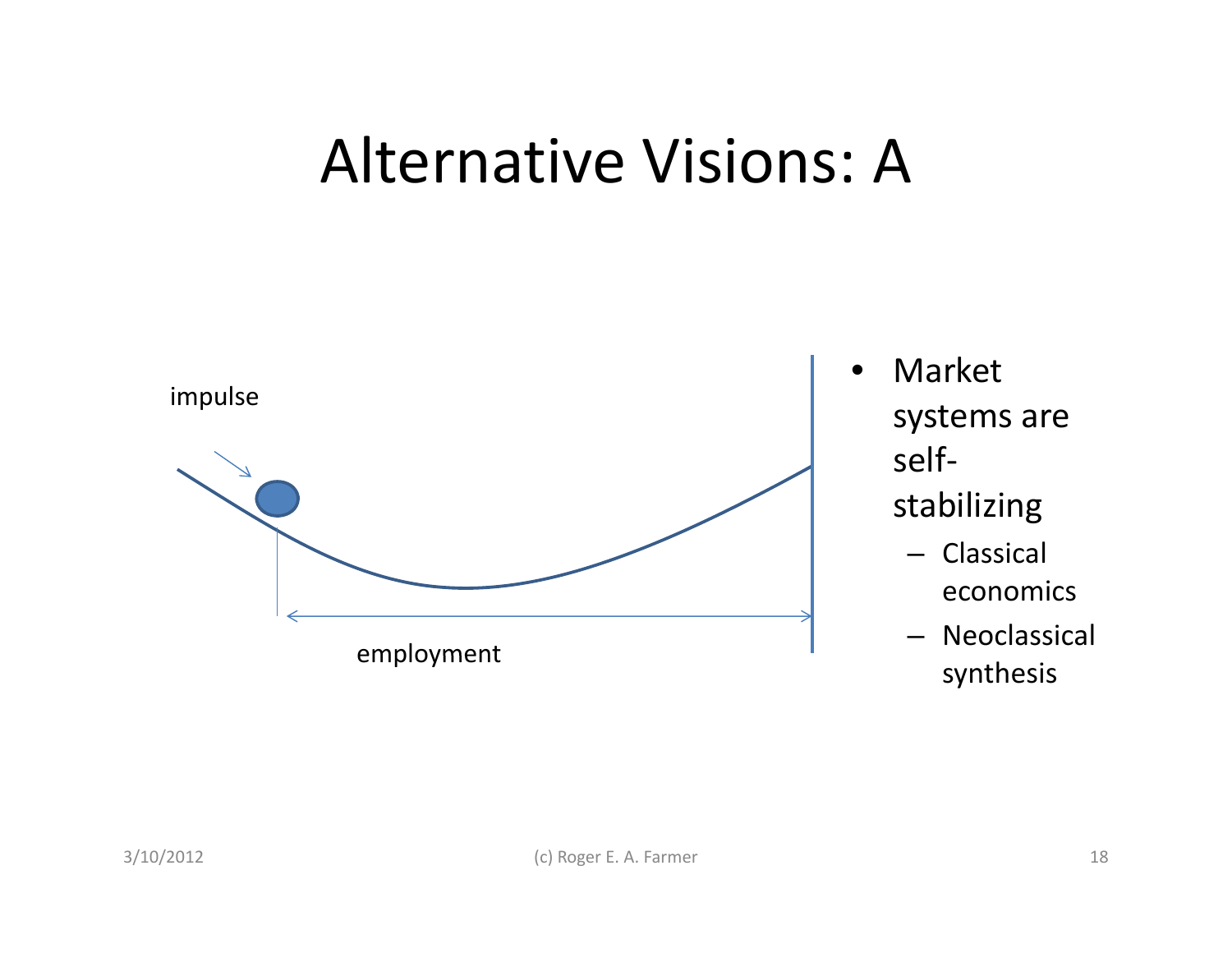# Alternative Visions: A

impulse

employment

- Market systems are self-stabilizing
  - Classical economics
  - Neoclassical synthesis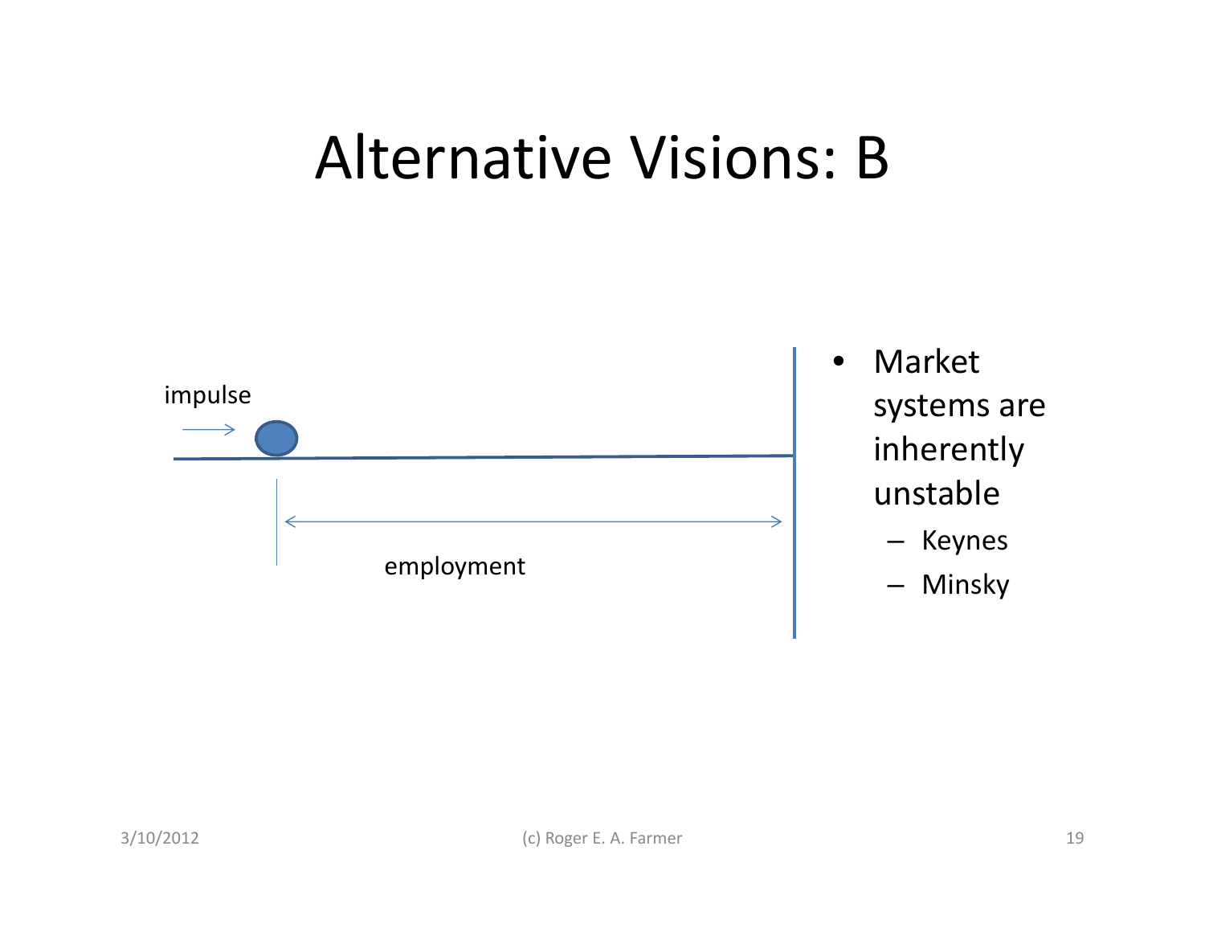# Alternative Visions: B

impulse

employment

- Market systems are inherently unstable
  - Keynes
  - Minsky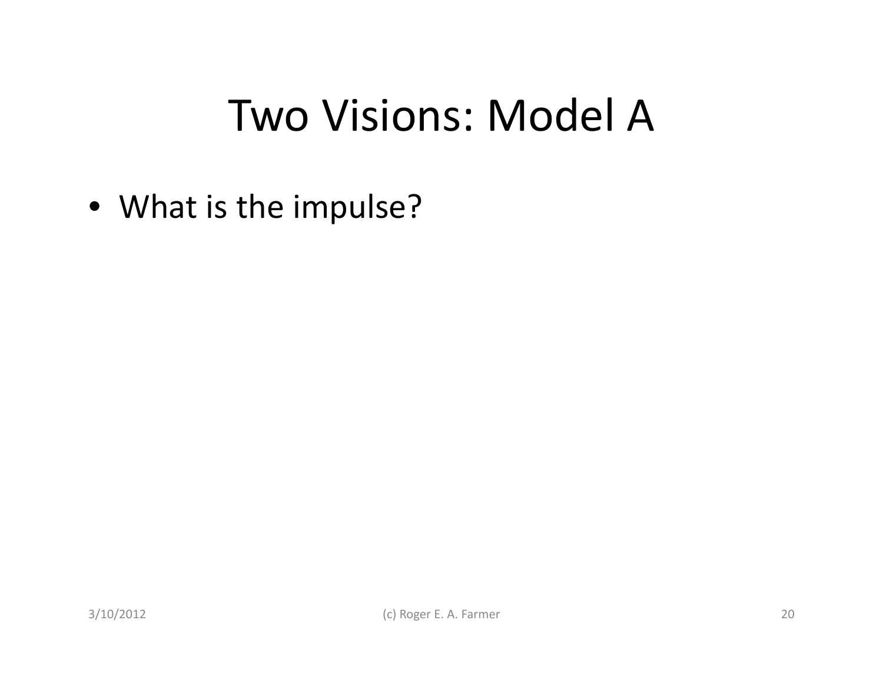# Two Visions: Model A

- What is the impulse?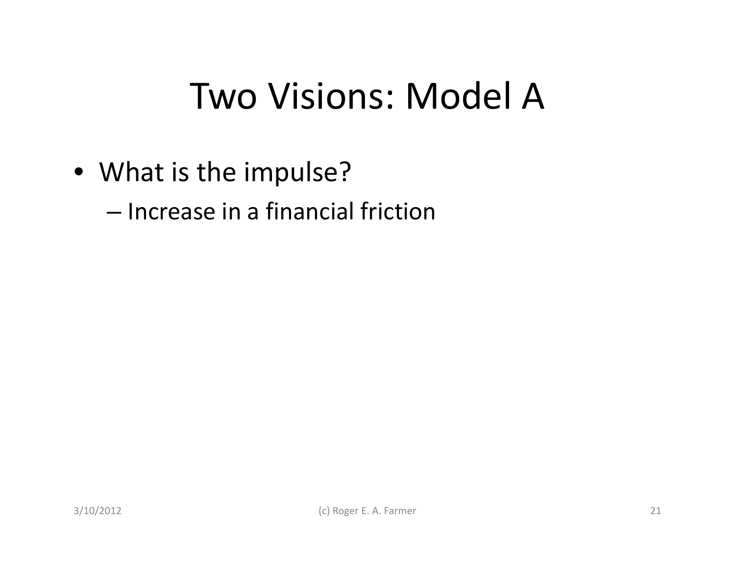# Two Visions: Model A

- What is the impulse?
  - Increase in a financial friction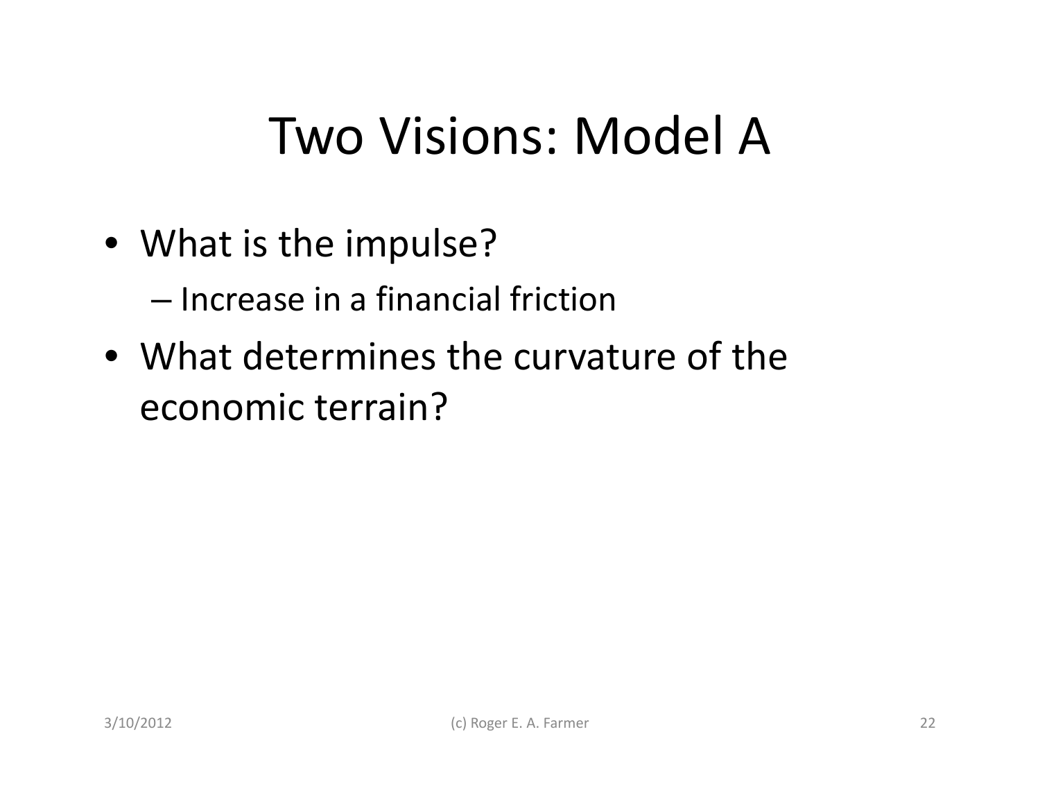# Two Visions: Model A

- What is the impulse?
  - Increase in a financial friction
- What determines the curvature of the economic terrain?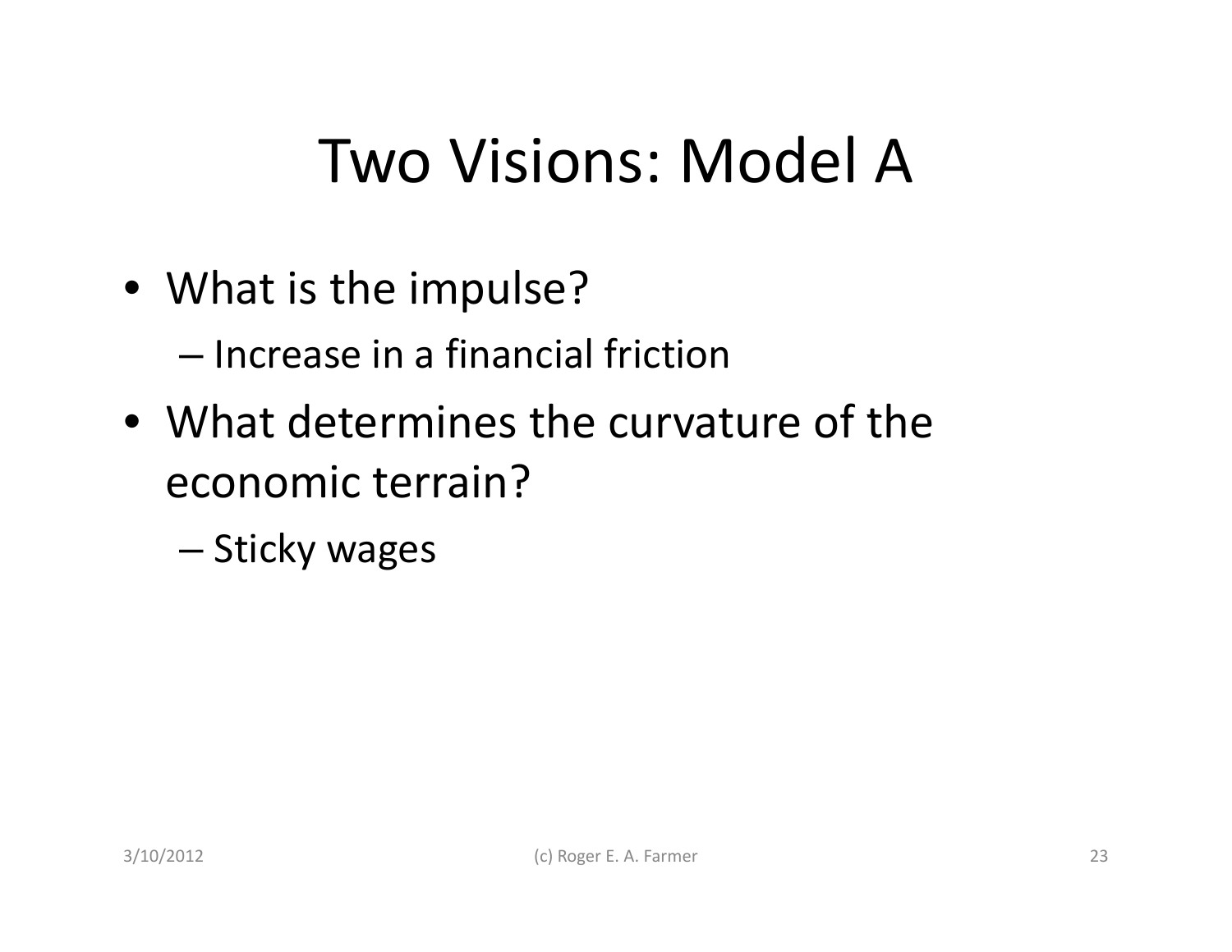# Two Visions: Model A

- What is the impulse?
  - Increase in a financial friction
- What determines the curvature of the economic terrain?
  - Sticky wages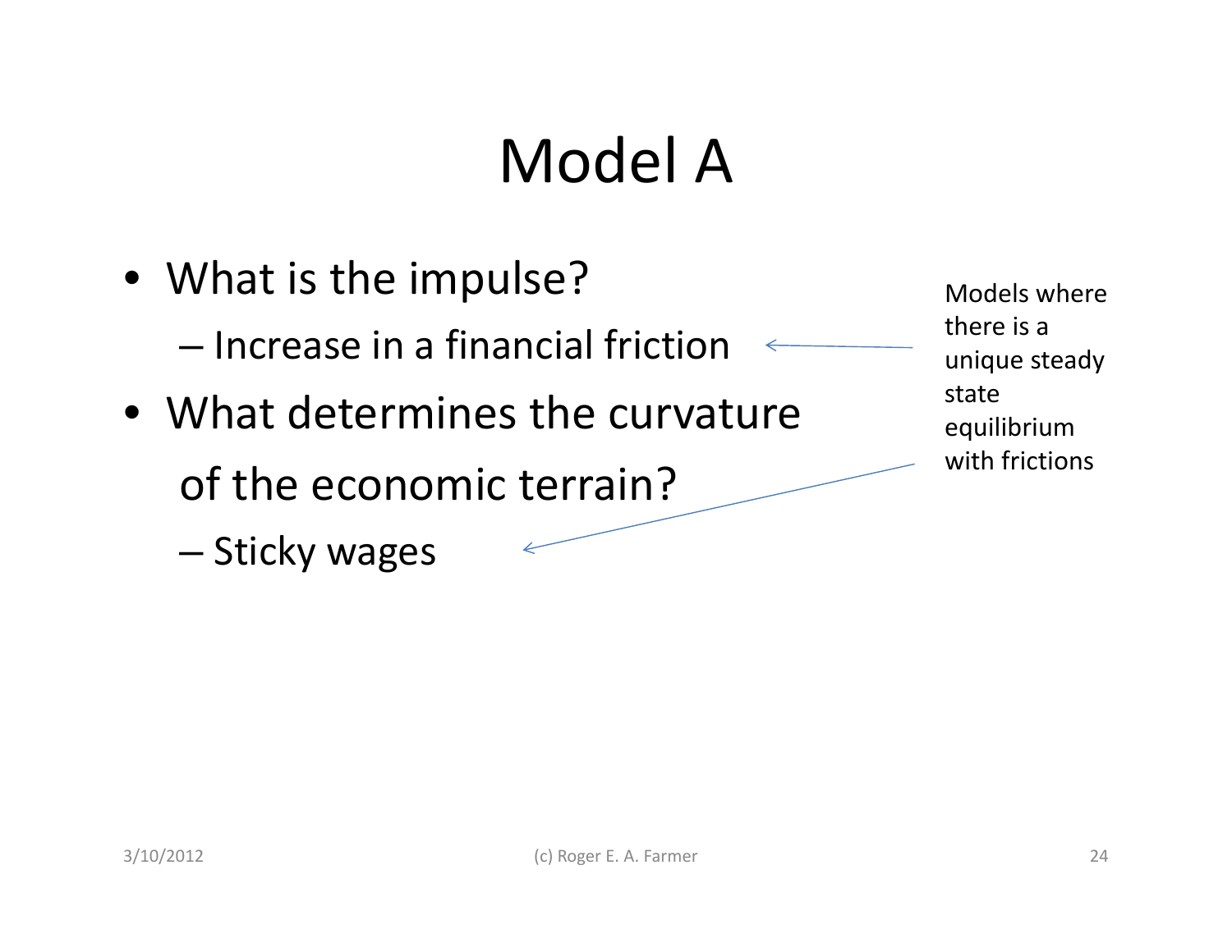# Model A

- What is the impulse?
  - Increase in a financial friction
- What determines the curvature of the economic terrain?
  - Sticky wages

Models where there is a unique steady state equilibrium with frictions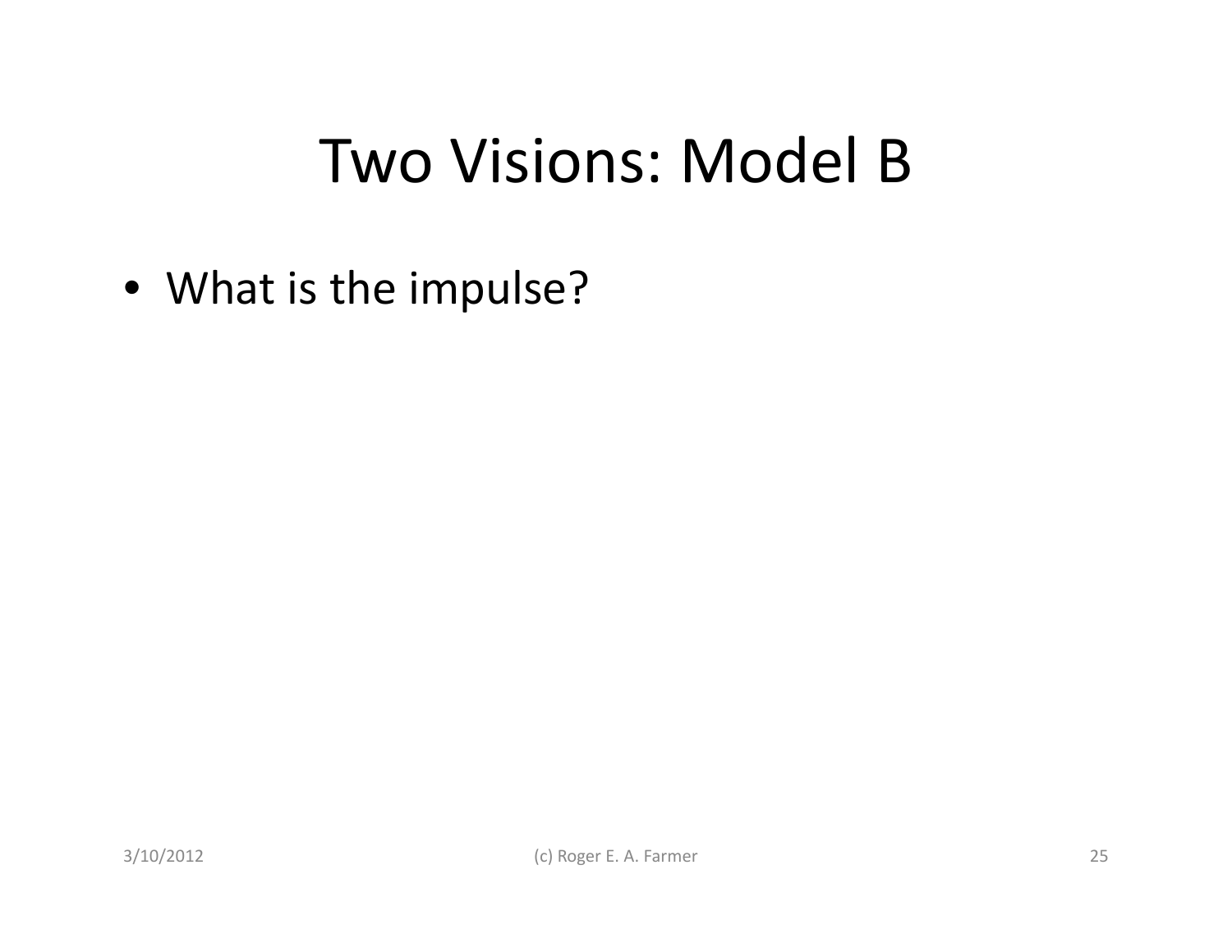# Two Visions: Model B

- What is the impulse?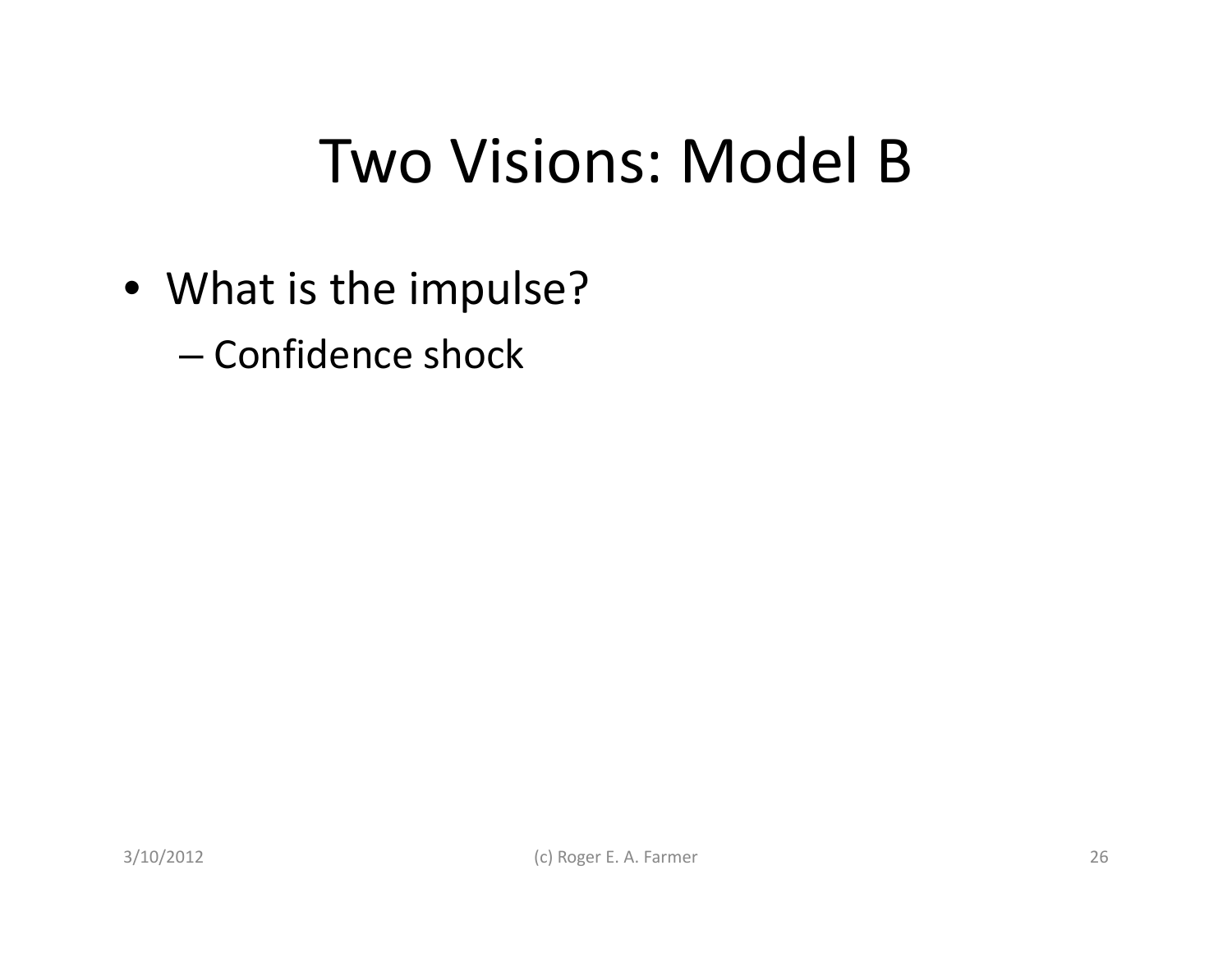# Two Visions: Model B

- What is the impulse?
  - Confidence shock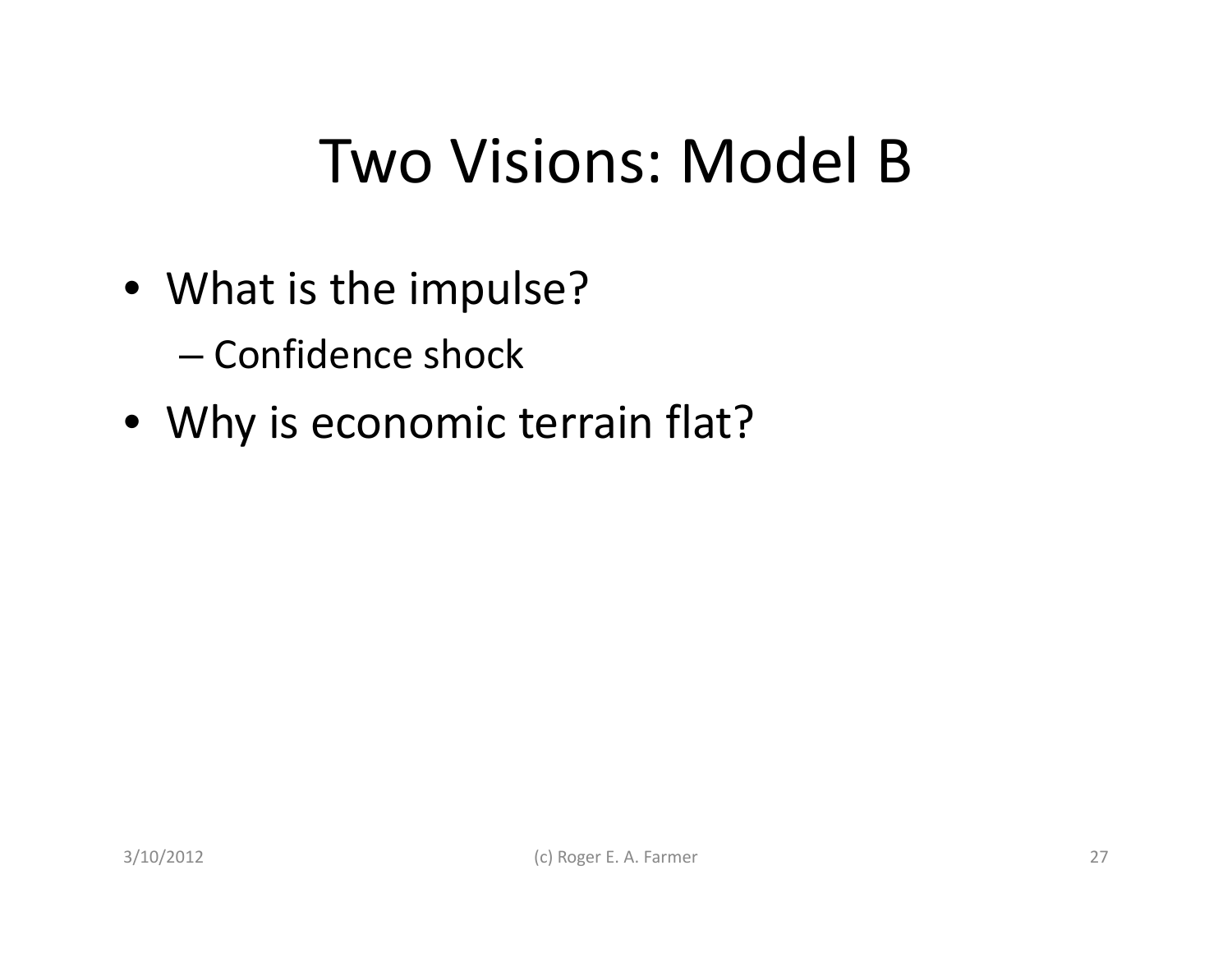# Two Visions: Model B

- What is the impulse?
  - Confidence shock
- Why is economic terrain flat?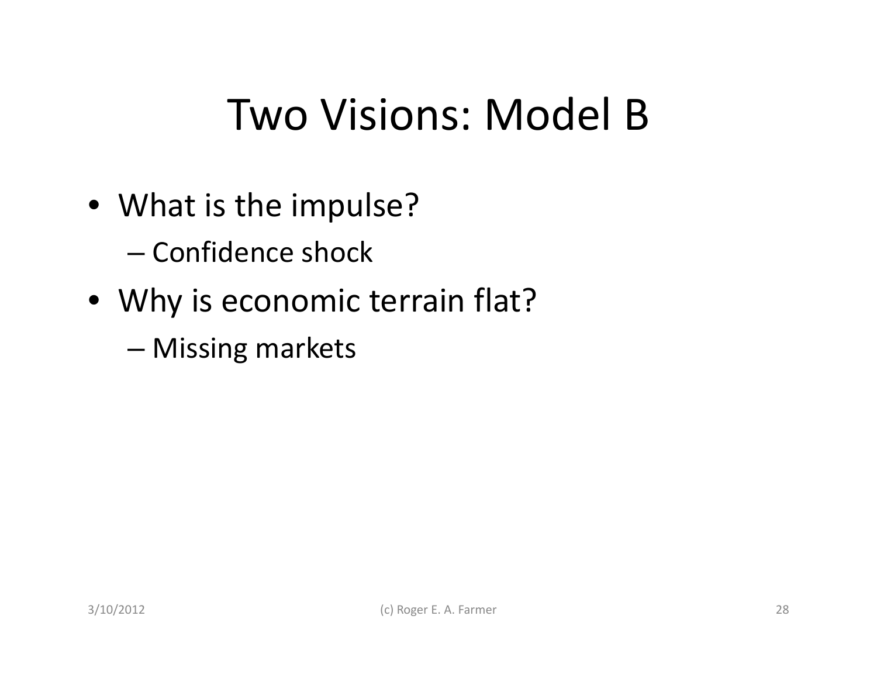# Two Visions: Model B

- What is the impulse?
  - Confidence shock
- Why is economic terrain flat?
  - Missing markets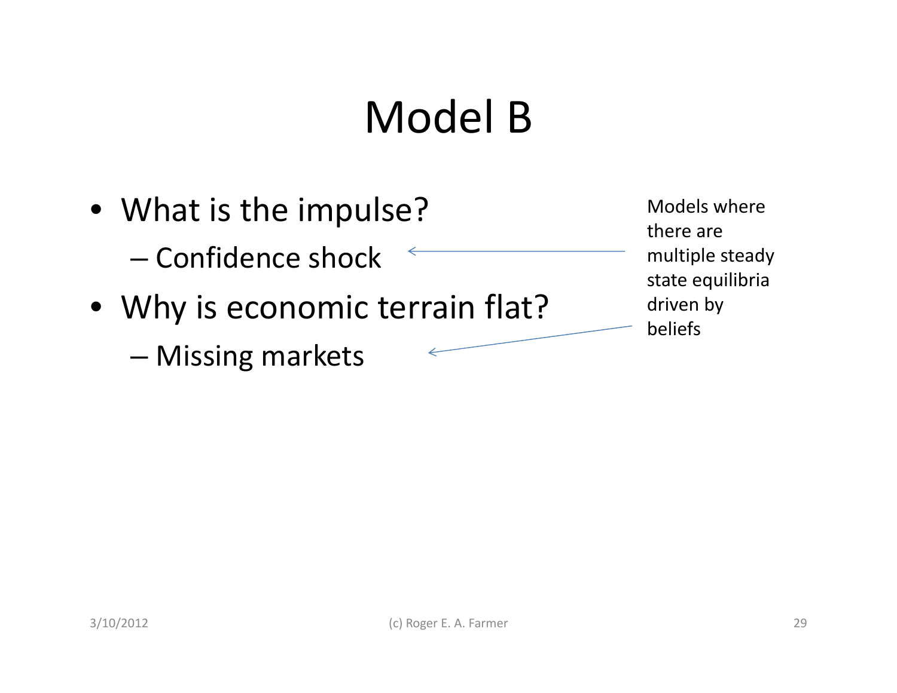# Model B

- What is the impulse?
  – Confidence shock
- Why is economic terrain flat?
  – Missing markets

Models where there are multiple steady state equilibria driven by beliefs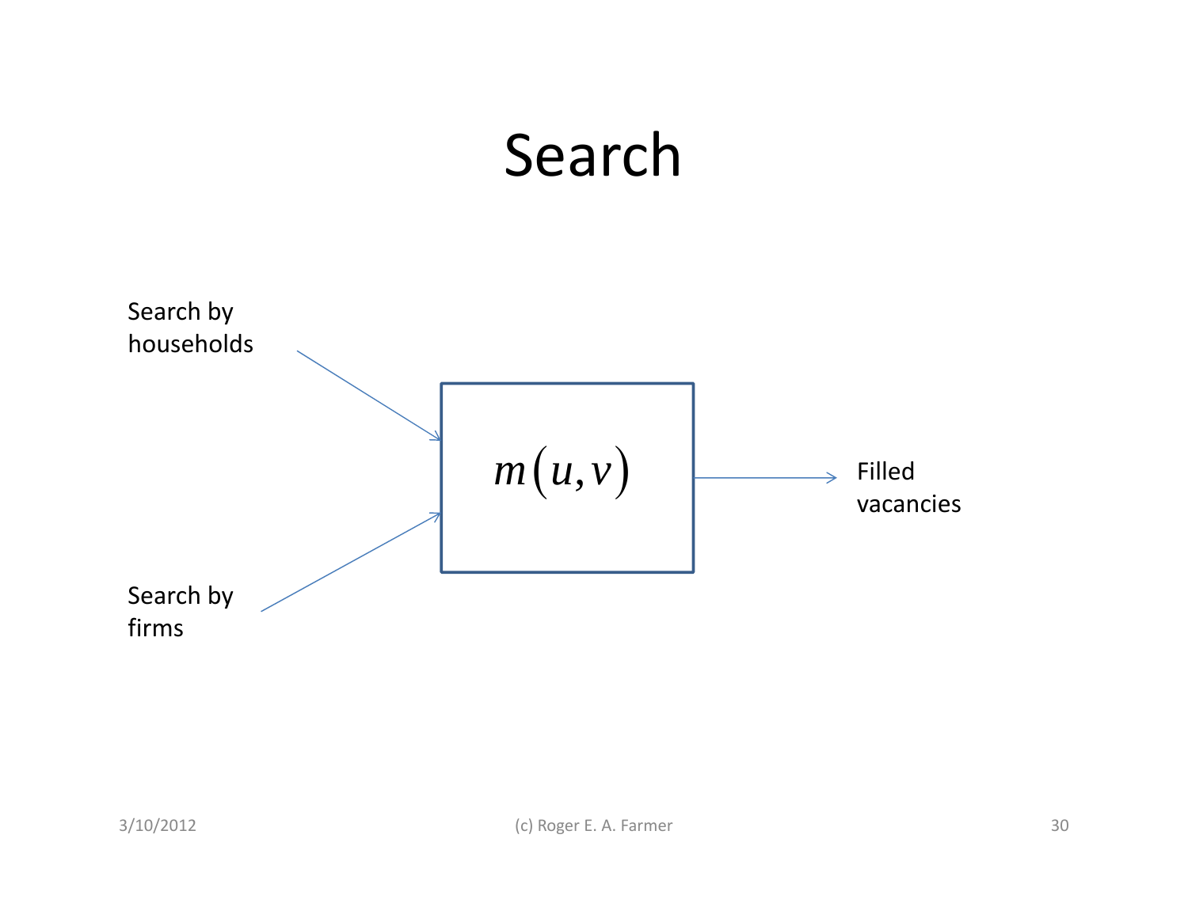# Search

Search by households

Search by firms

$$m(u,v)$$

Filled vacancies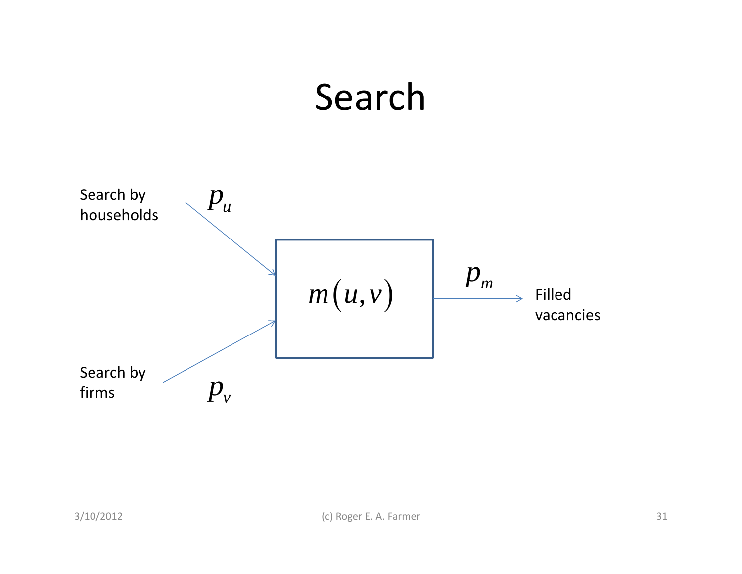# Search

Search by households — $p_u$

Search by firms — $p_v$

$$m(u,v)$$

$p_m$ — Filled vacancies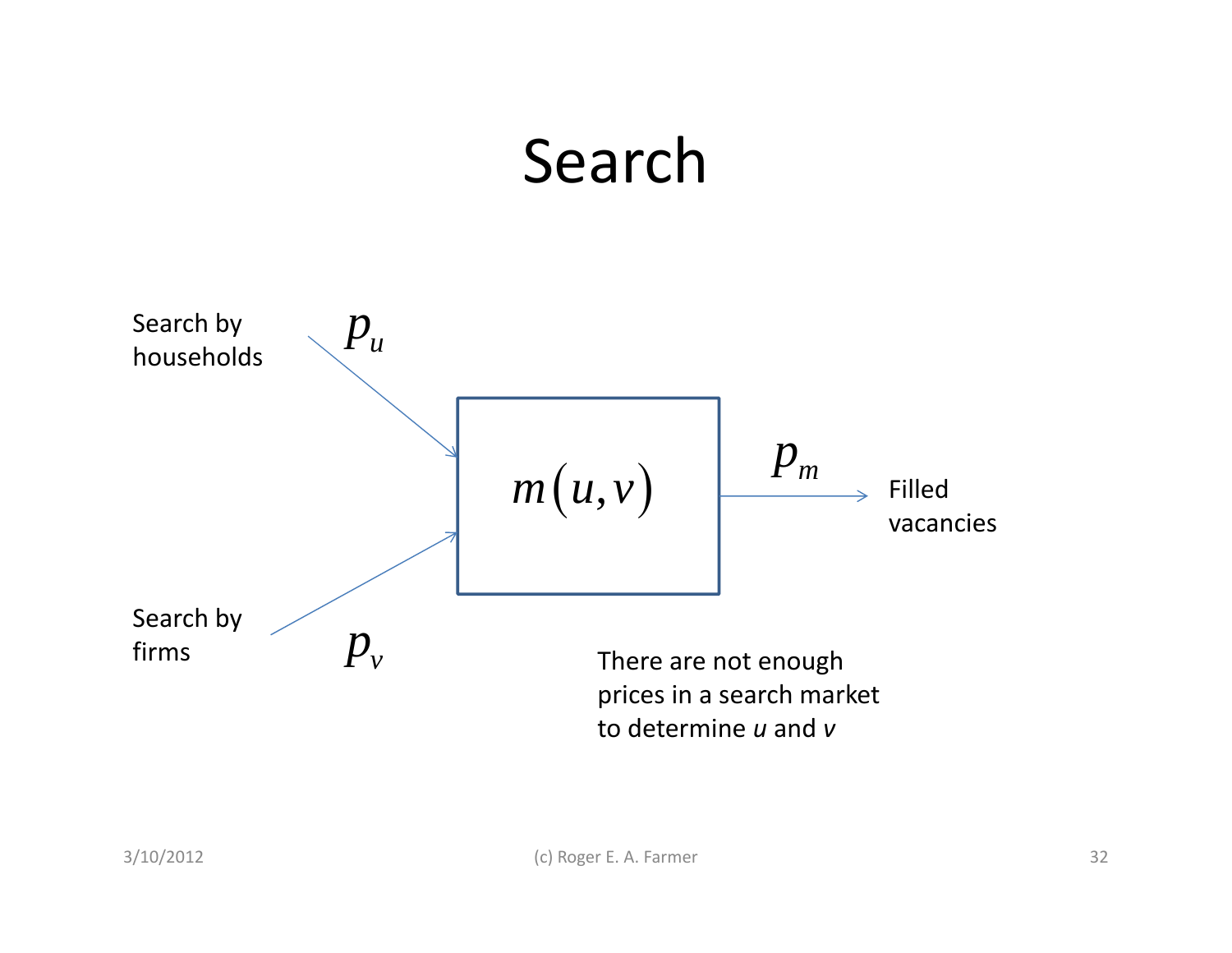# Search

Search by households $p_u$

Search by firms $p_v$

$$m(u,v)$$

$p_m$ Filled vacancies

There are not enough prices in a search market to determine *u* and *v*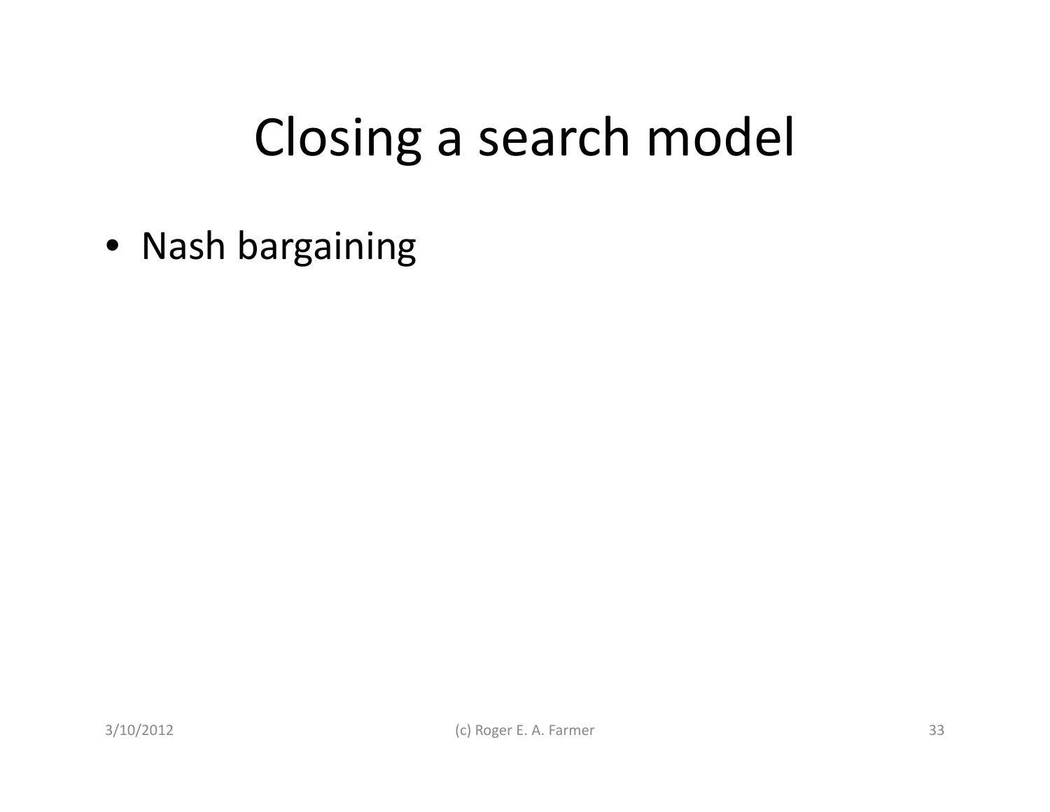# Closing a search model

- Nash bargaining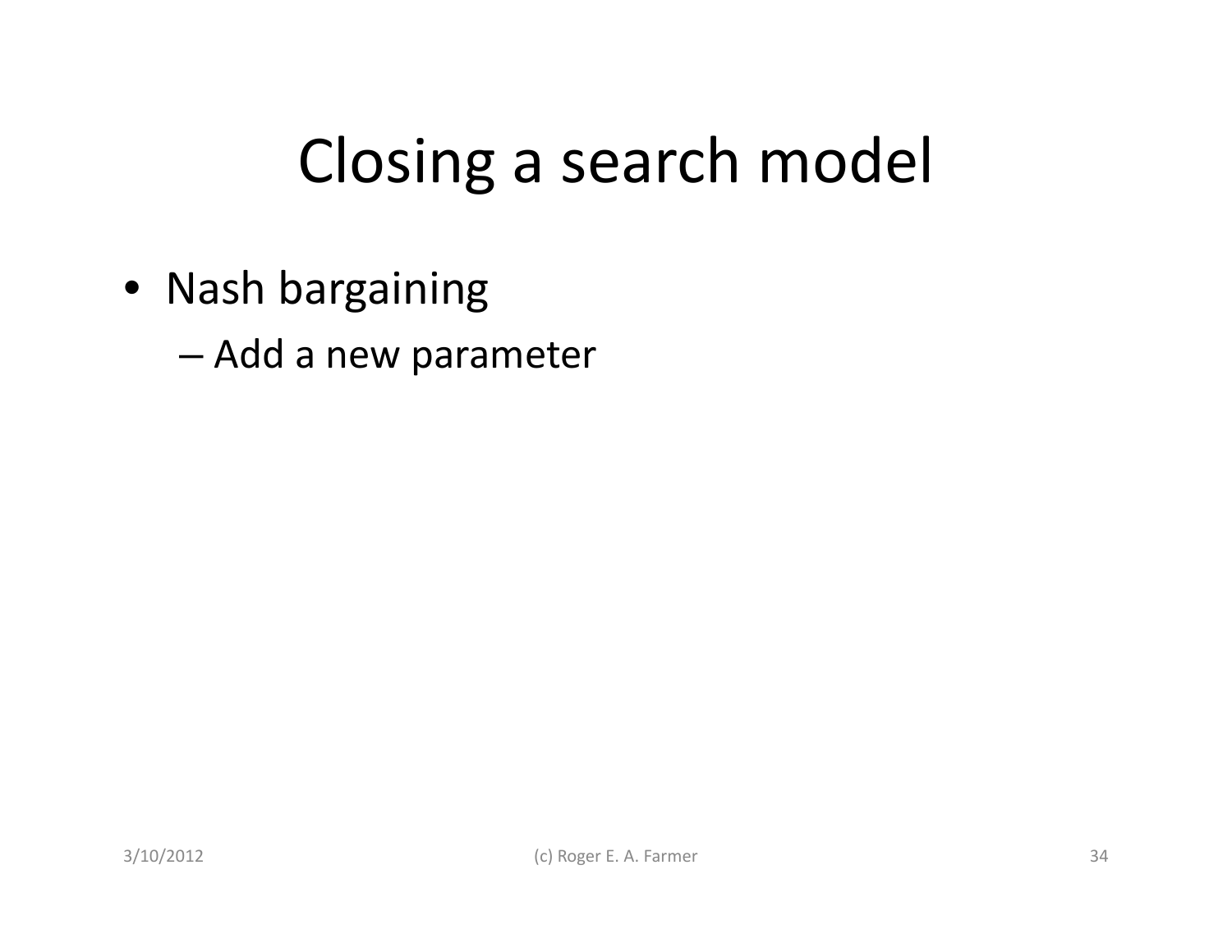# Closing a search model

- Nash bargaining
  - Add a new parameter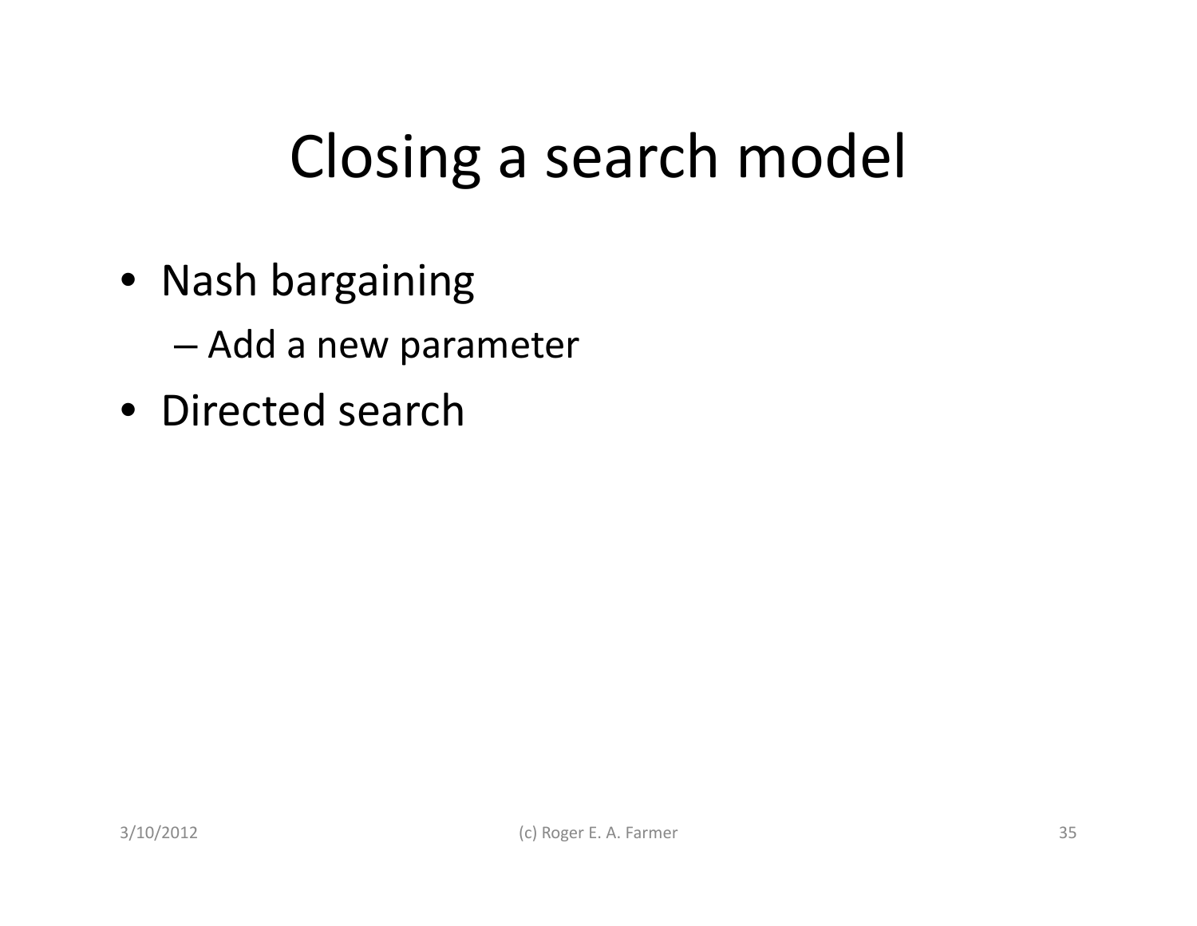# Closing a search model

- Nash bargaining
  - Add a new parameter
- Directed search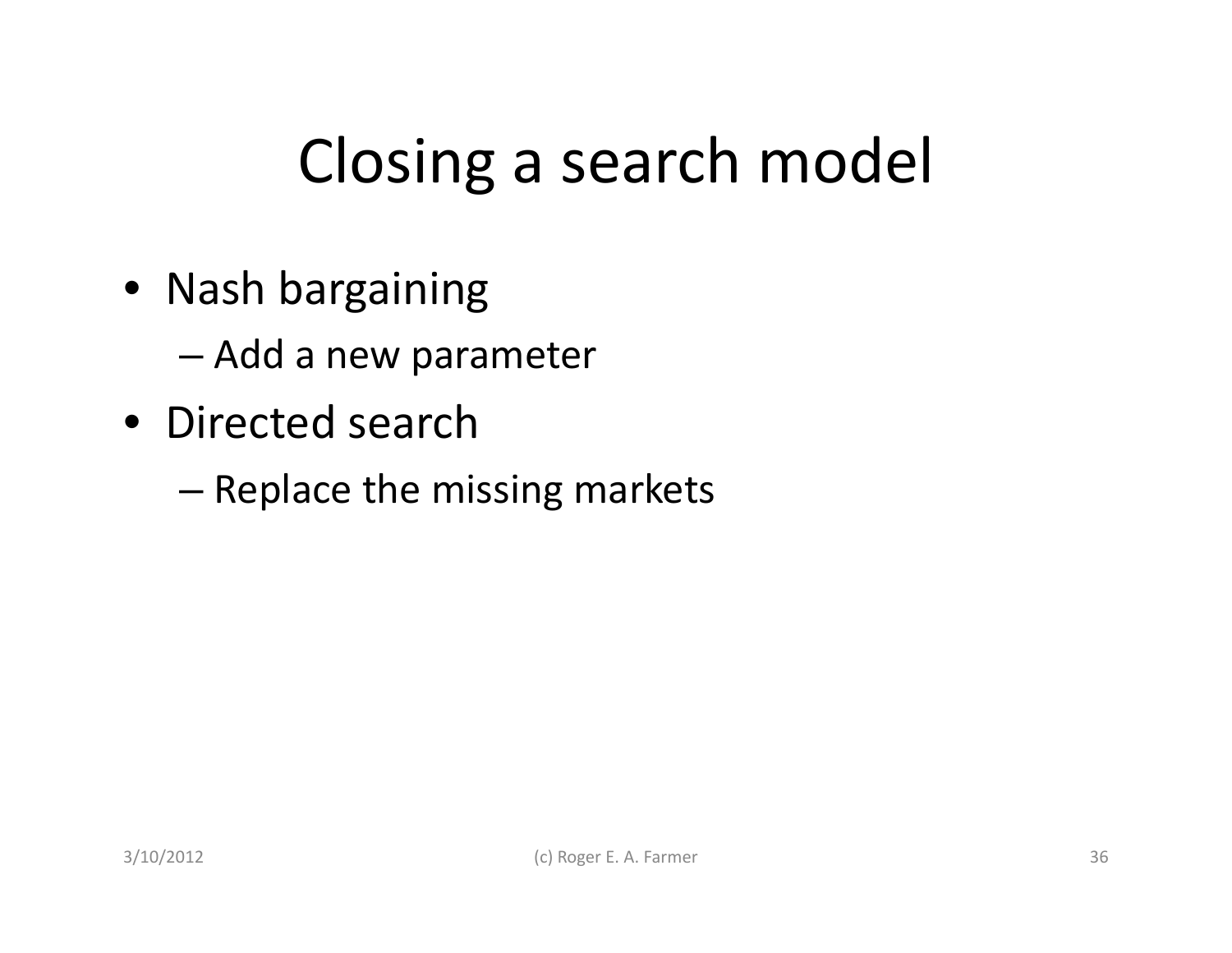# Closing a search model

- Nash bargaining
  - Add a new parameter
- Directed search
  - Replace the missing markets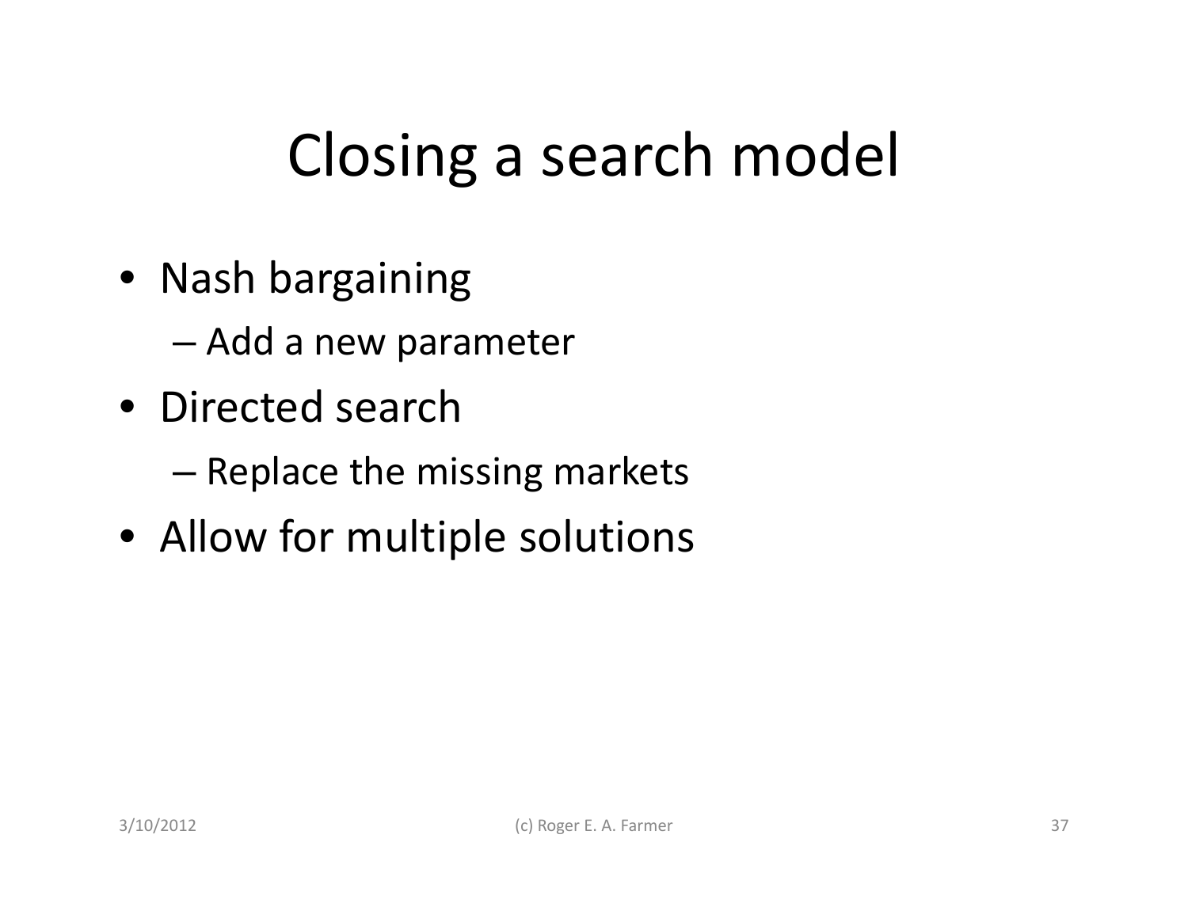# Closing a search model

- Nash bargaining
  - Add a new parameter
- Directed search
  - Replace the missing markets
- Allow for multiple solutions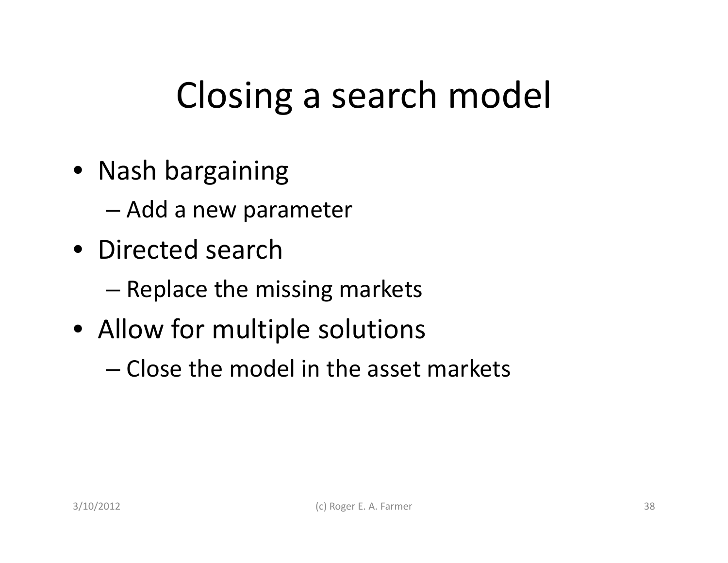# Closing a search model

- Nash bargaining
  - Add a new parameter
- Directed search
  - Replace the missing markets
- Allow for multiple solutions
  - Close the model in the asset markets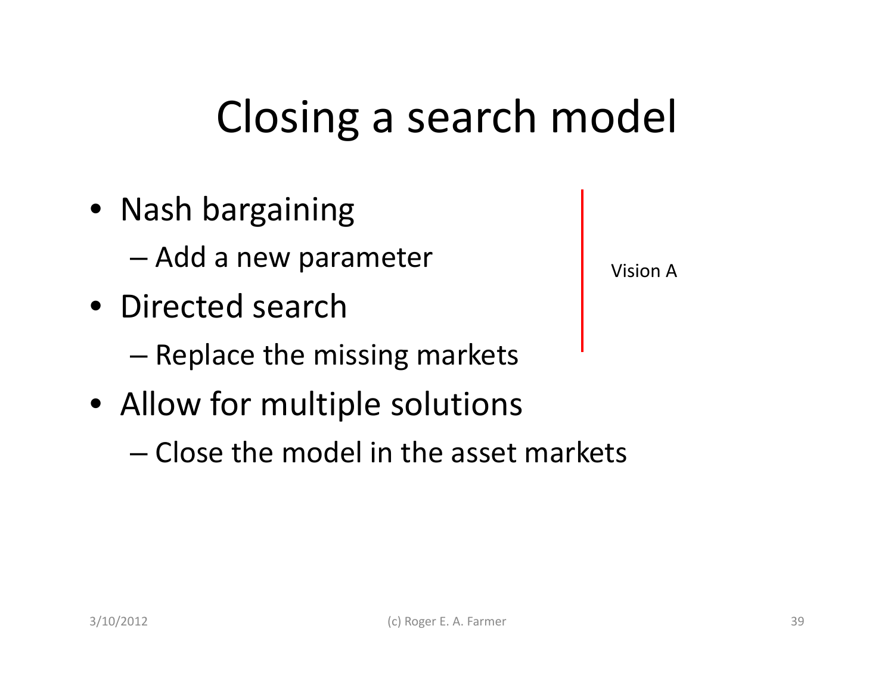# Closing a search model

- Nash bargaining
  - Add a new parameter
- Directed search
  - Replace the missing markets
- Allow for multiple solutions
  - Close the model in the asset markets

Vision A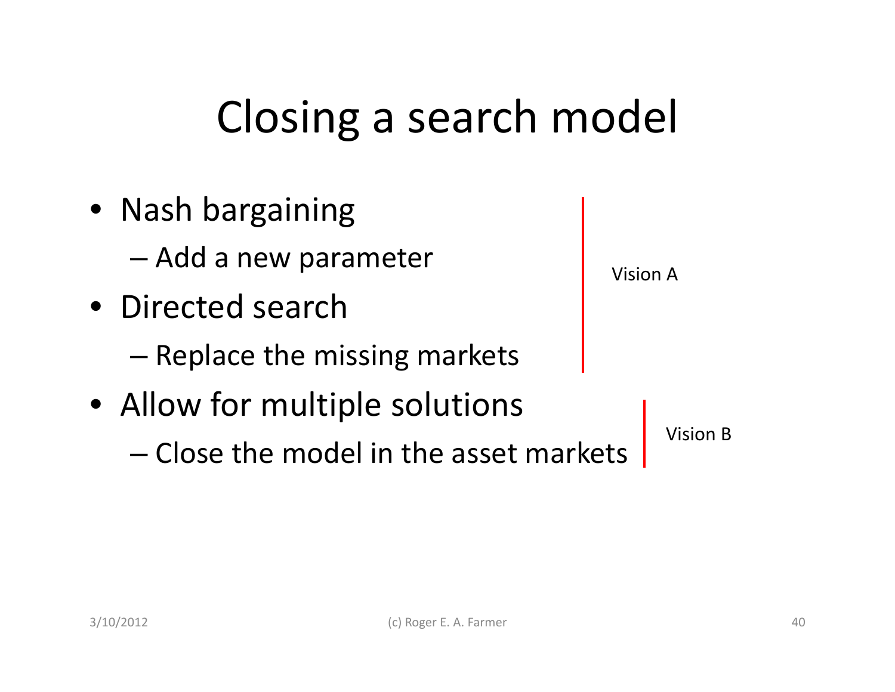# Closing a search model

- Nash bargaining
  - Add a new parameter
- Directed search
  - Replace the missing markets

Vision A

- Allow for multiple solutions
  - Close the model in the asset markets

Vision B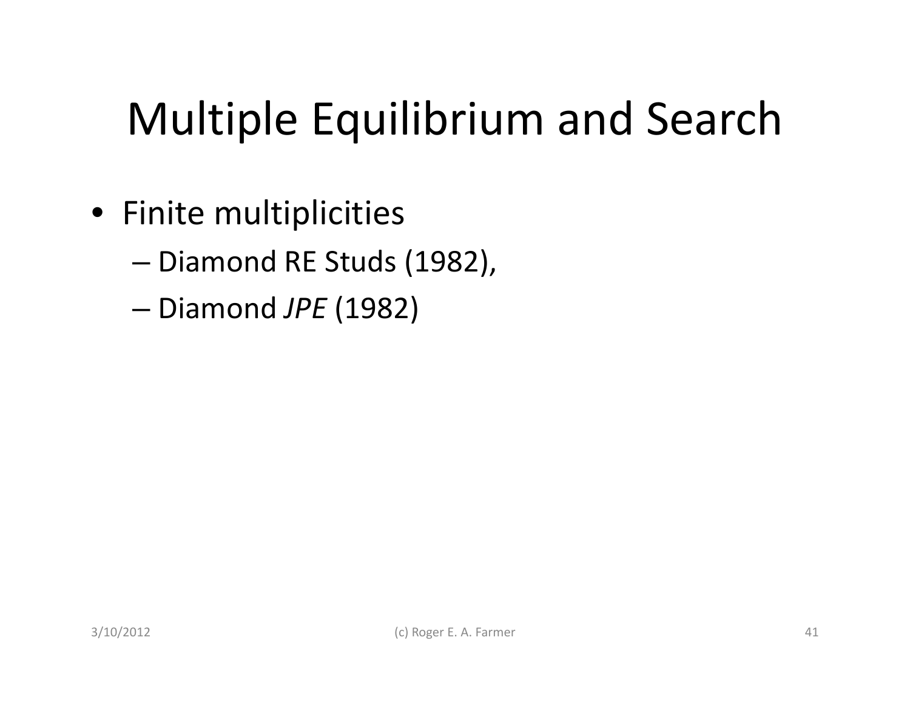# Multiple Equilibrium and Search

- Finite multiplicities
  - Diamond RE Studs (1982),
  - Diamond *JPE* (1982)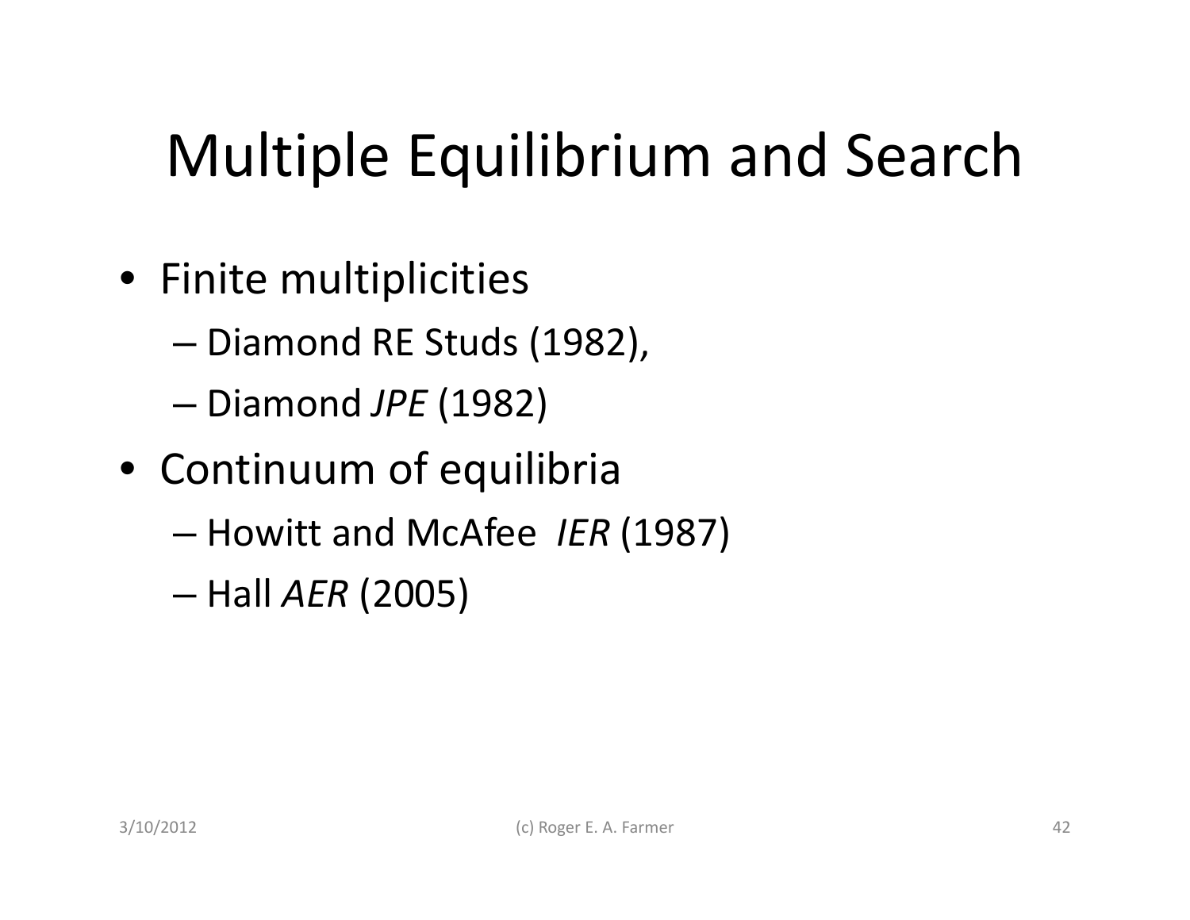# Multiple Equilibrium and Search

- Finite multiplicities
  - Diamond RE Studs (1982),
  - Diamond *JPE* (1982)
- Continuum of equilibria
  - Howitt and McAfee *IER* (1987)
  - Hall *AER* (2005)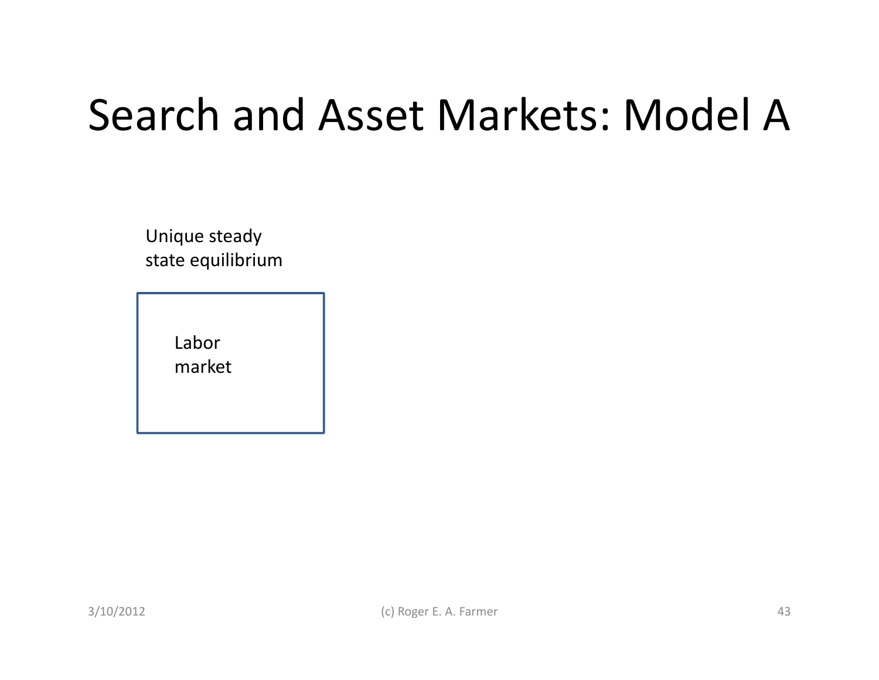# Search and Asset Markets: Model A

Unique steady state equilibrium

Labor market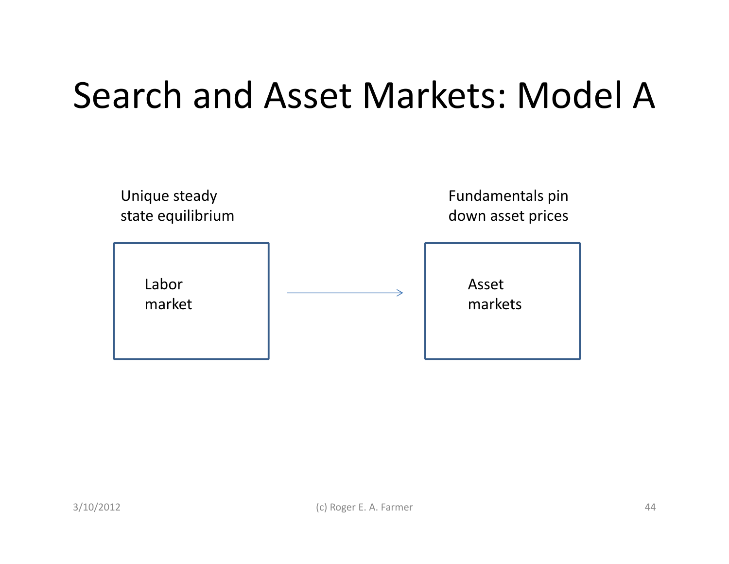# Search and Asset Markets: Model A

Unique steady state equilibrium

Labor market

→

Fundamentals pin down asset prices

Asset markets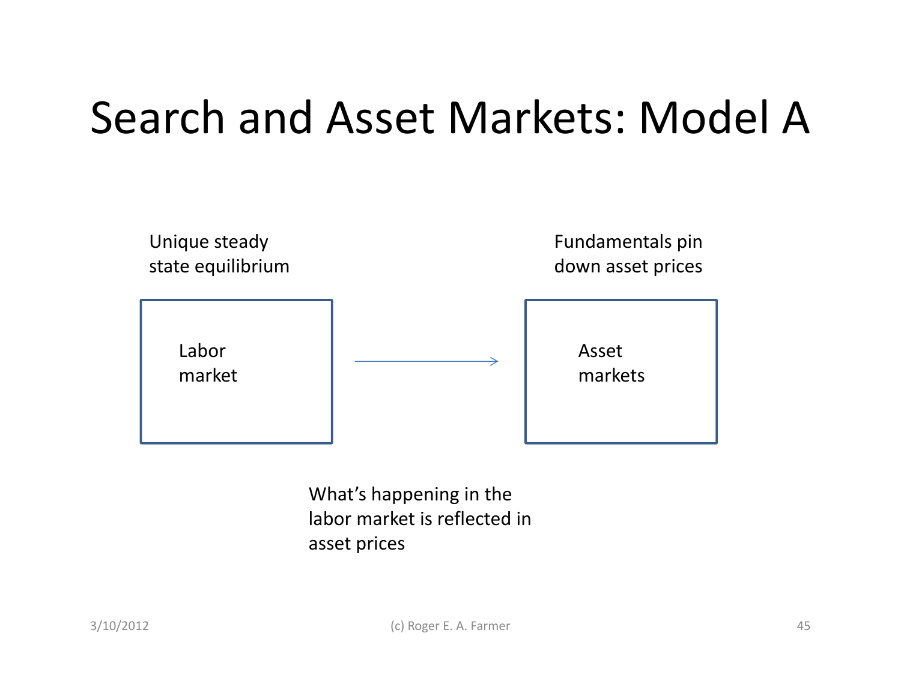# Search and Asset Markets: Model A

Unique steady state equilibrium

Fundamentals pin down asset prices

Labor market → Asset markets

What's happening in the labor market is reflected in asset prices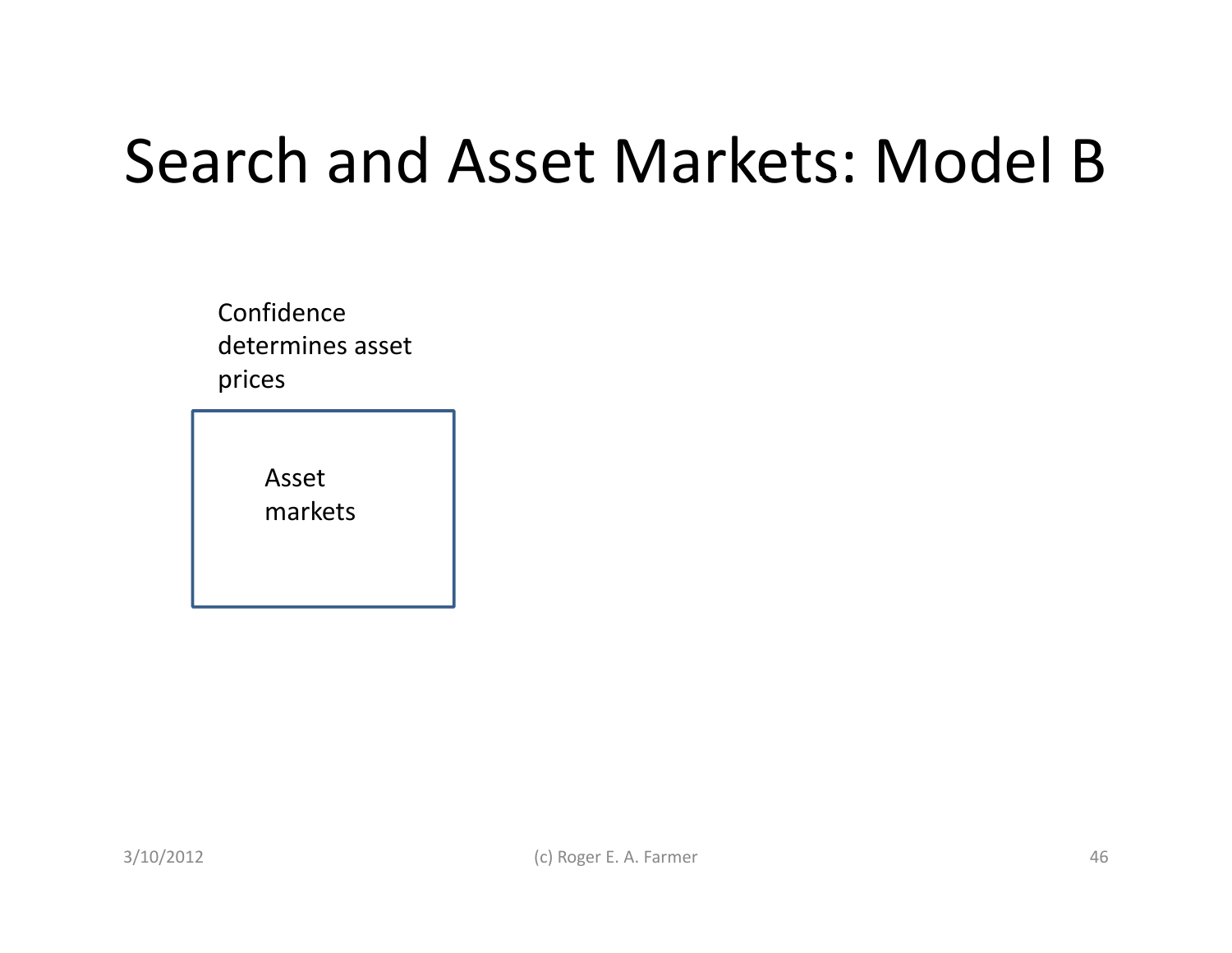# Search and Asset Markets: Model B

Confidence determines asset prices

Asset markets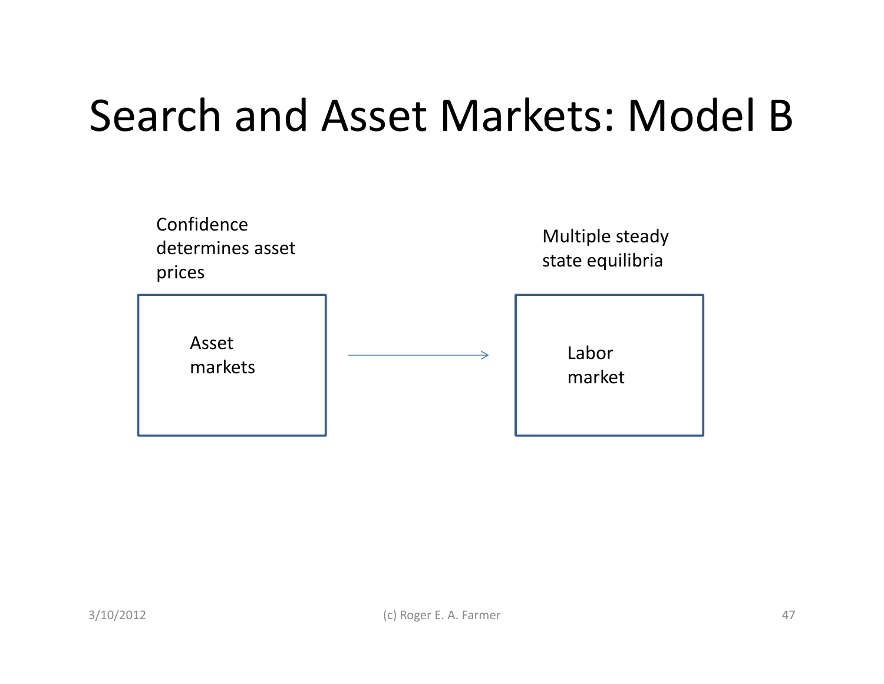# Search and Asset Markets: Model B

Confidence determines asset prices

Asset markets

→

Multiple steady state equilibria

Labor market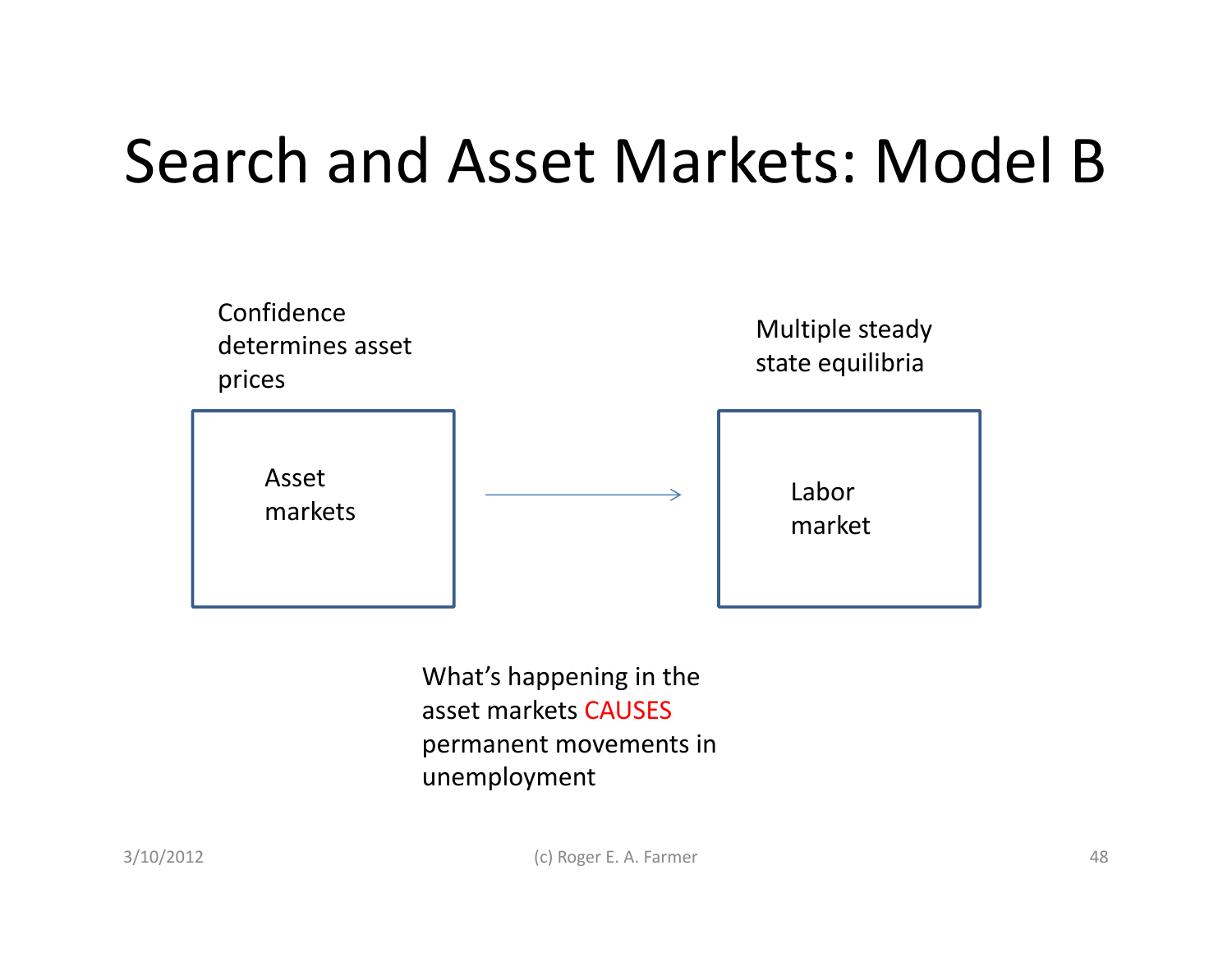# Search and Asset Markets: Model B

Confidence determines asset prices

Multiple steady state equilibria

Asset markets → Labor market

What's happening in the asset markets CAUSES permanent movements in unemployment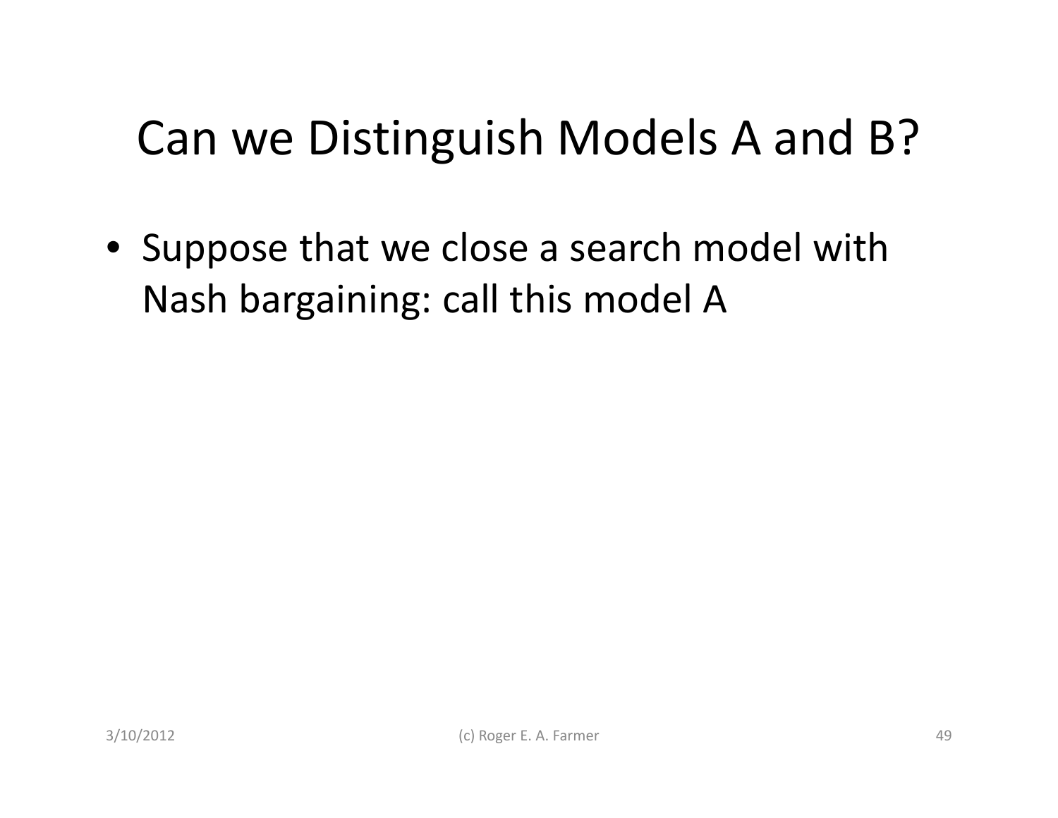# Can we Distinguish Models A and B?

- Suppose that we close a search model with Nash bargaining: call this model A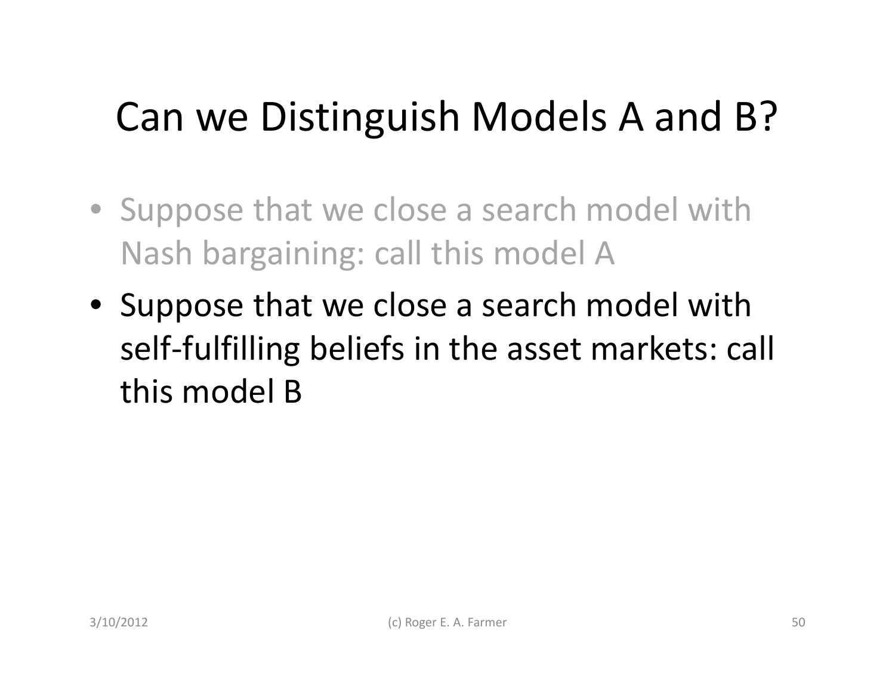# Can we Distinguish Models A and B?

- Suppose that we close a search model with Nash bargaining: call this model A
- Suppose that we close a search model with self-fulfilling beliefs in the asset markets: call this model B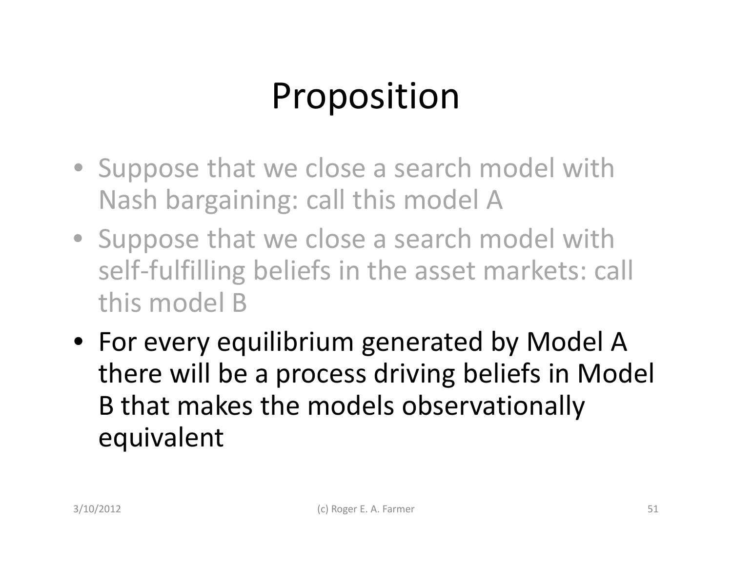# Proposition

- Suppose that we close a search model with Nash bargaining: call this model A
- Suppose that we close a search model with self-fulfilling beliefs in the asset markets: call this model B
- For every equilibrium generated by Model A there will be a process driving beliefs in Model B that makes the models observationally equivalent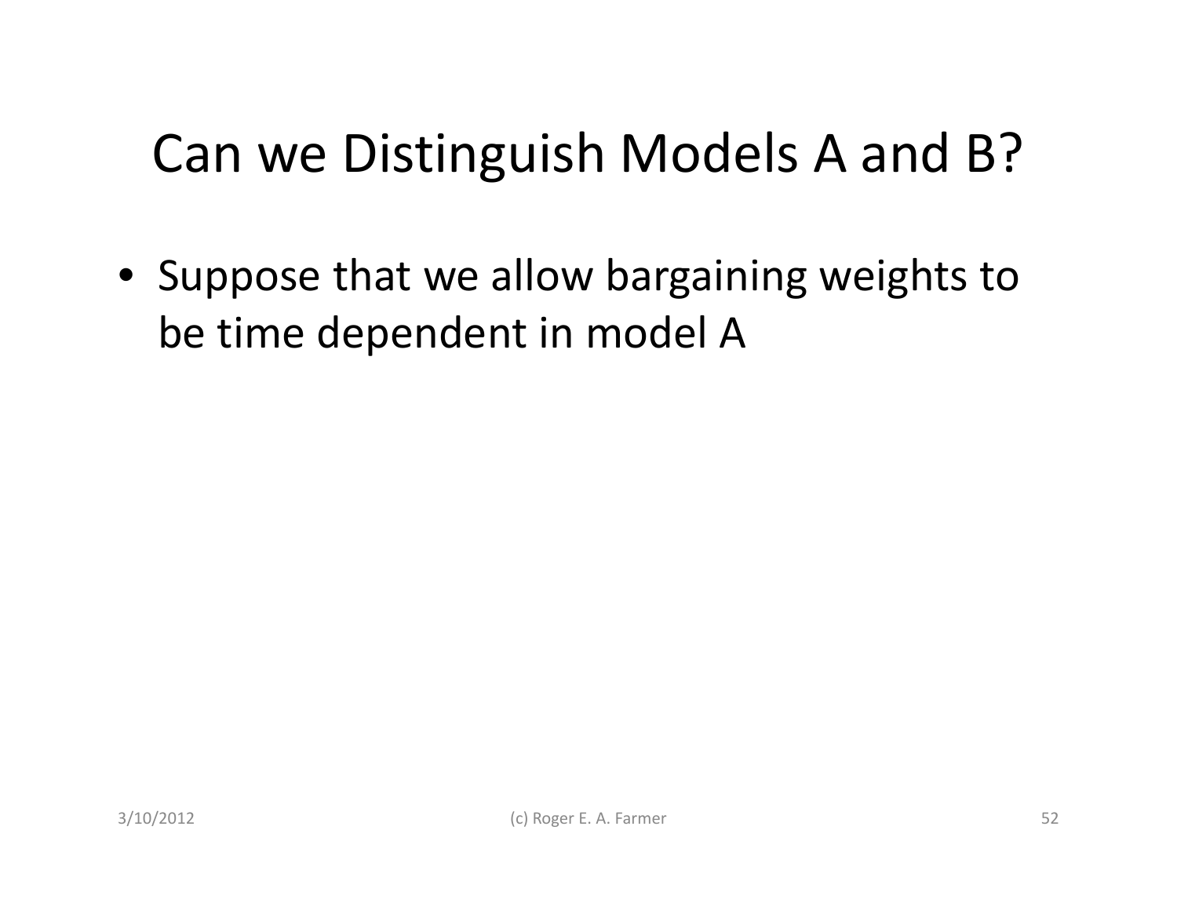# Can we Distinguish Models A and B?

- Suppose that we allow bargaining weights to be time dependent in model A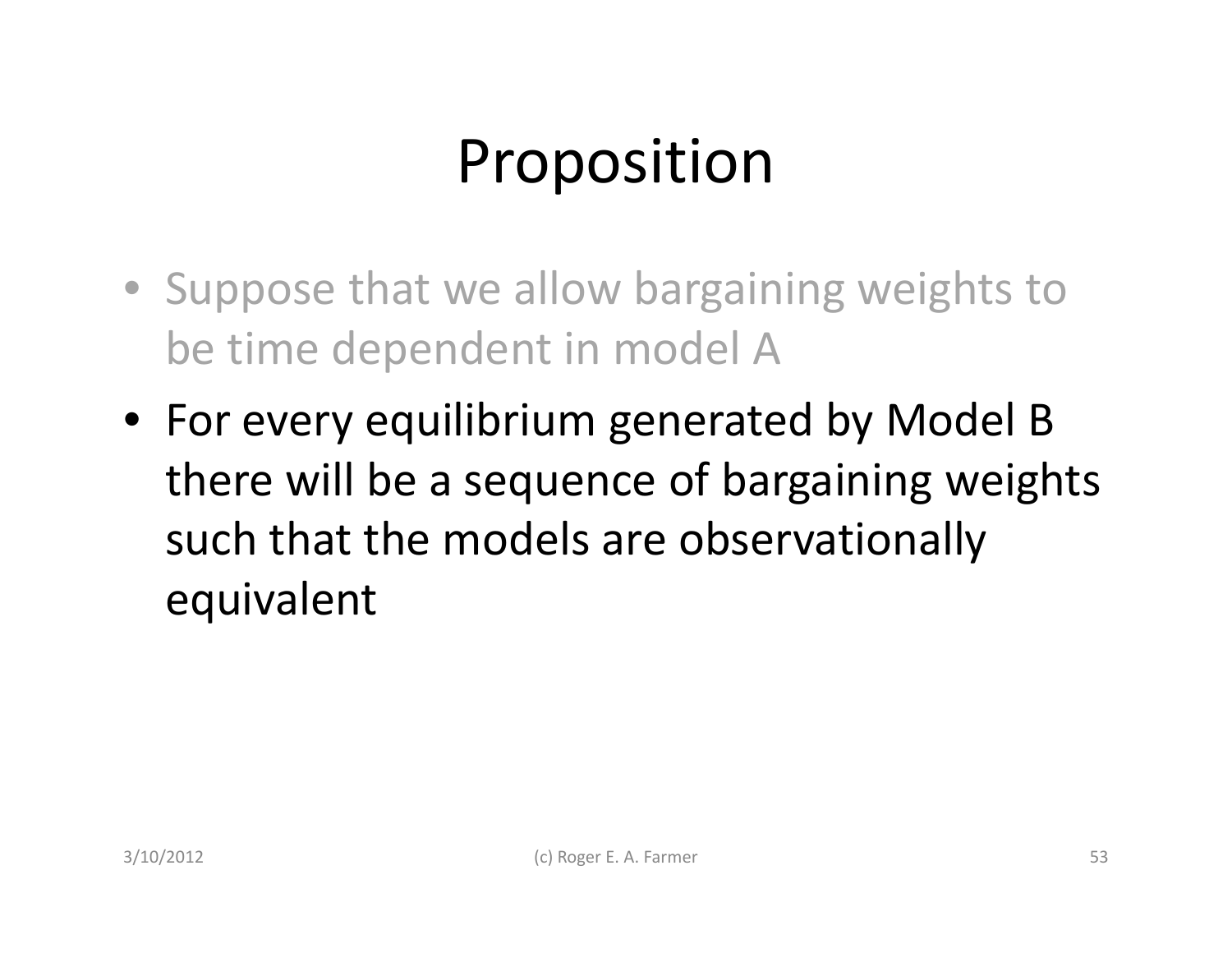# Proposition

- Suppose that we allow bargaining weights to be time dependent in model A
- For every equilibrium generated by Model B there will be a sequence of bargaining weights such that the models are observationally equivalent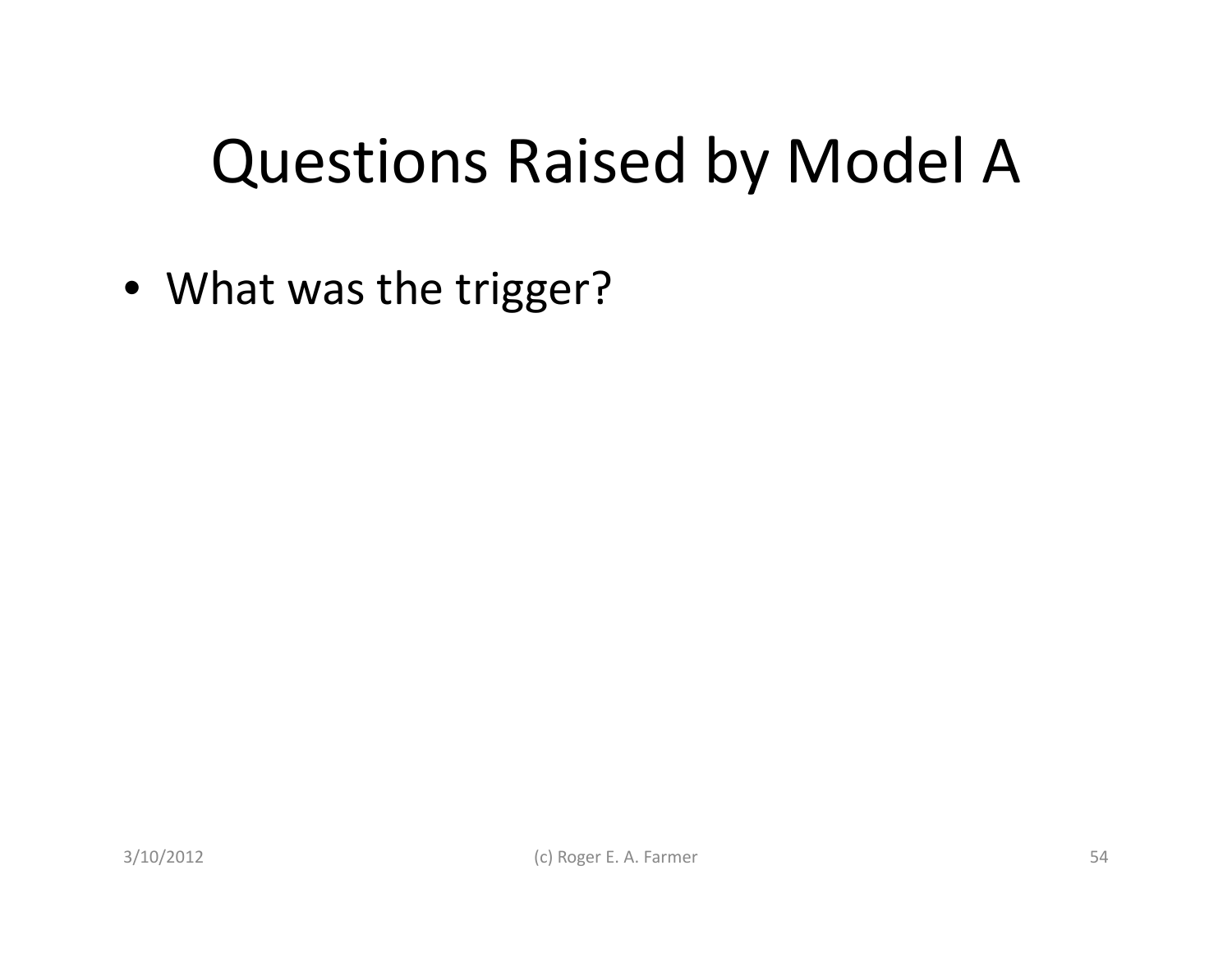# Questions Raised by Model A

- What was the trigger?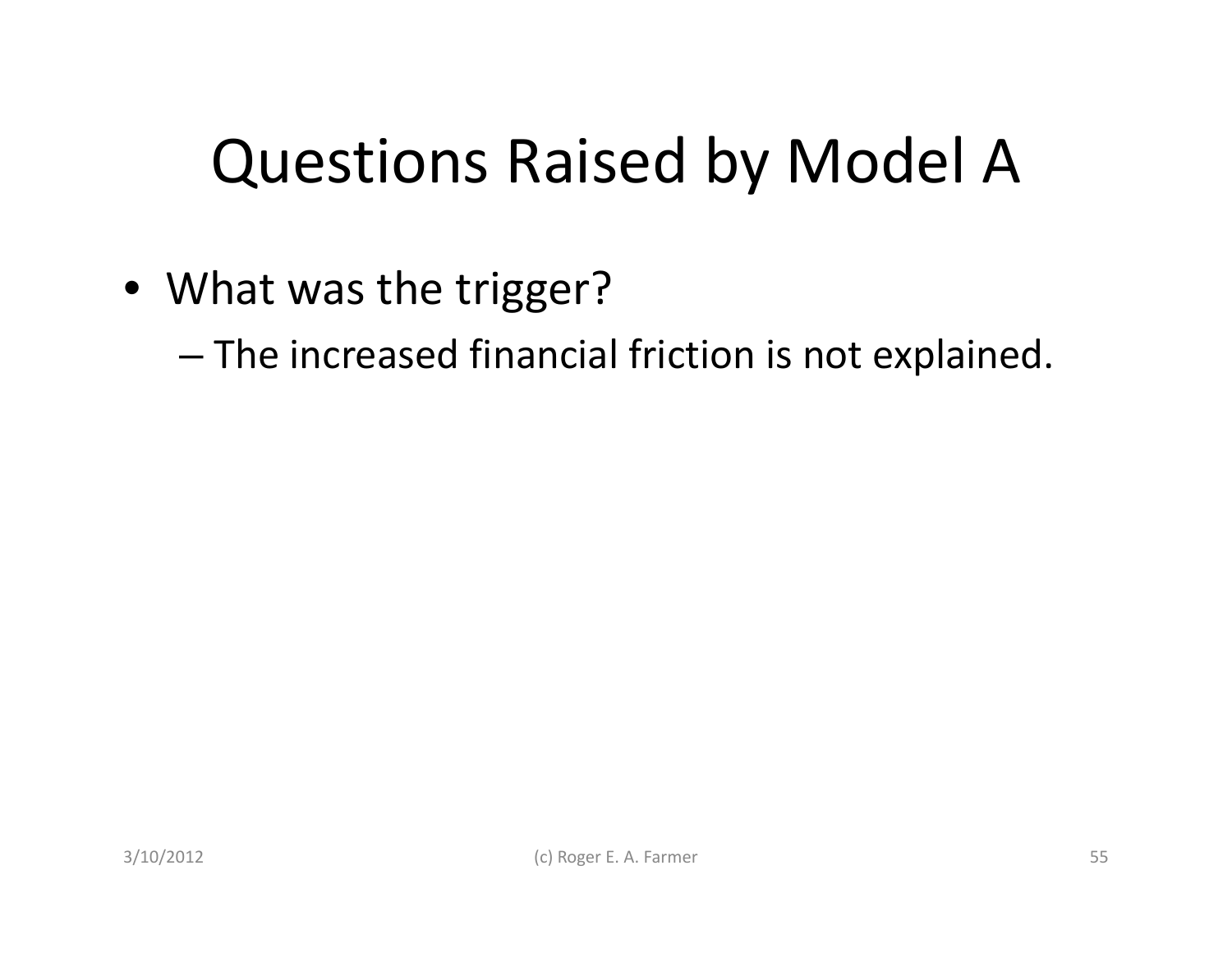# Questions Raised by Model A

- What was the trigger?
  - The increased financial friction is not explained.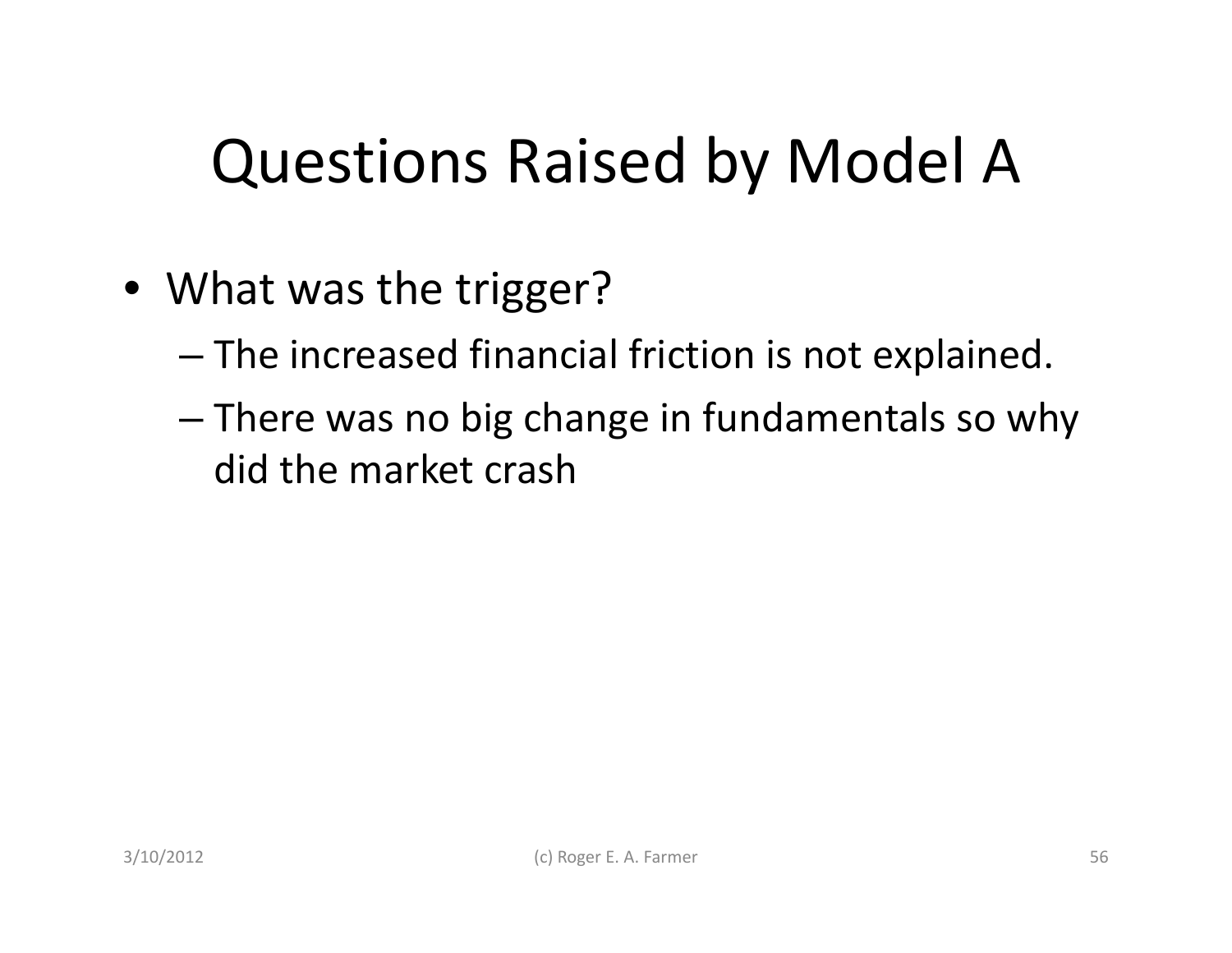# Questions Raised by Model A

- What was the trigger?
  - The increased financial friction is not explained.
  - There was no big change in fundamentals so why did the market crash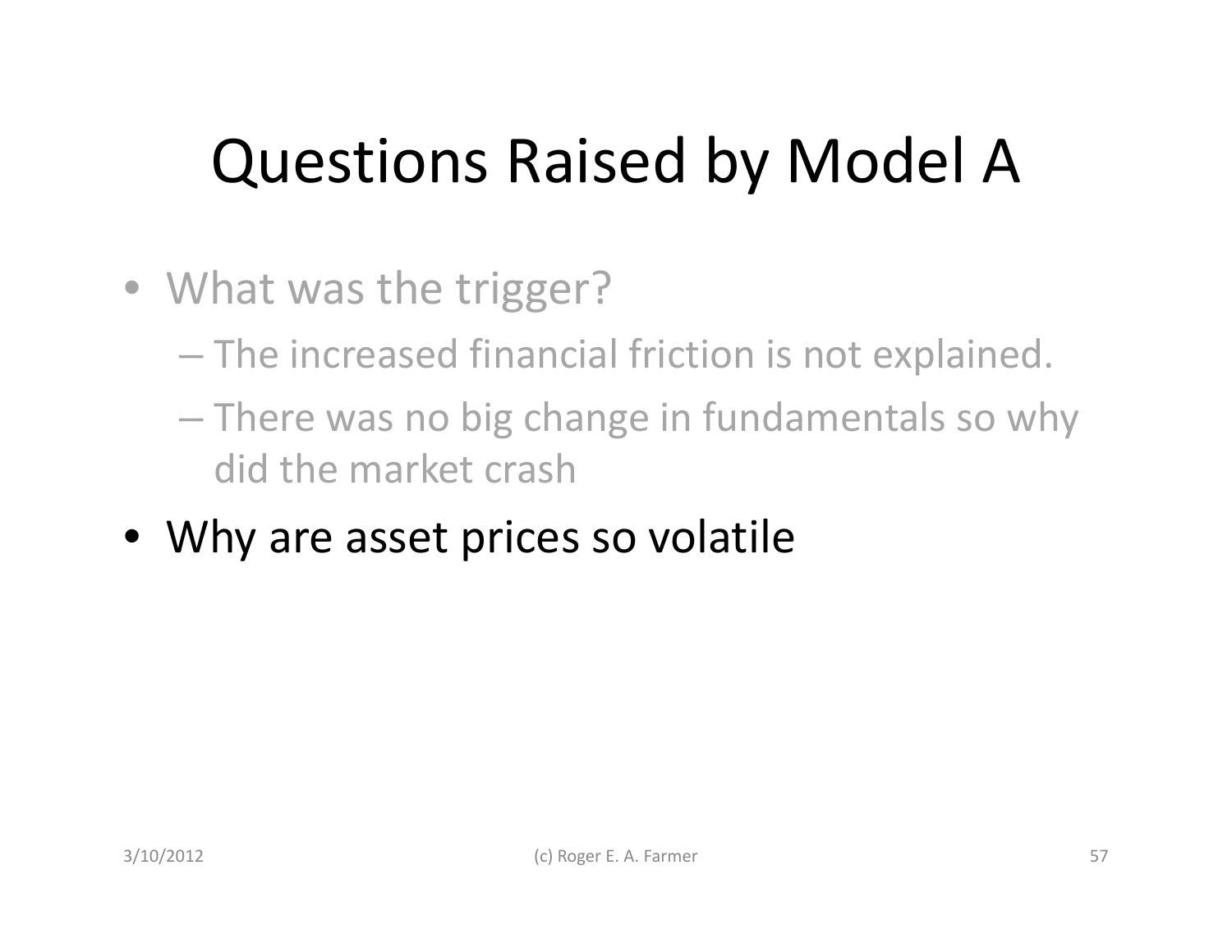# Questions Raised by Model A

- What was the trigger?
  - The increased financial friction is not explained.
  - There was no big change in fundamentals so why did the market crash
- Why are asset prices so volatile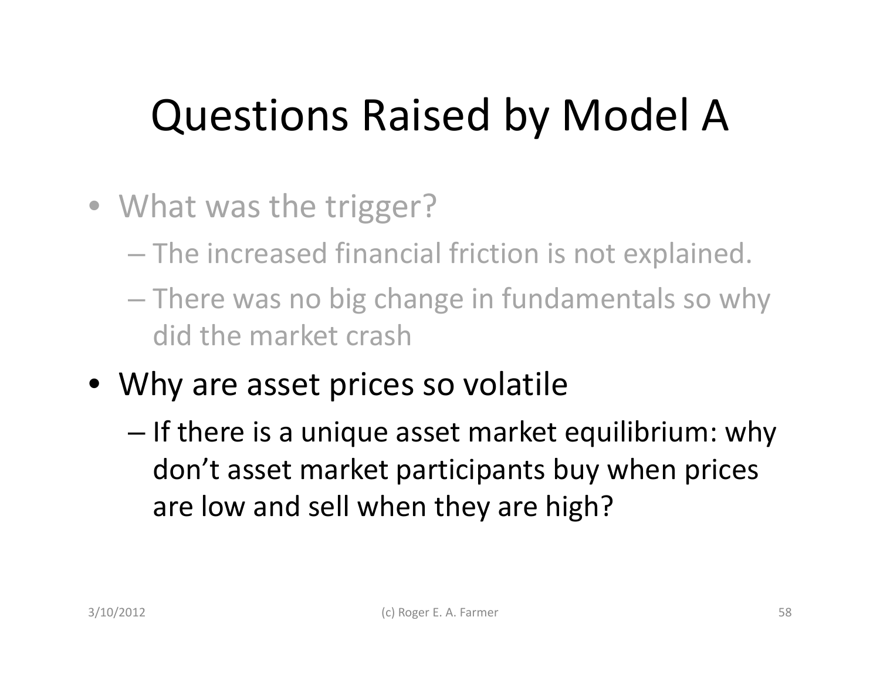# Questions Raised by Model A

- What was the trigger?
  - The increased financial friction is not explained.
  - There was no big change in fundamentals so why did the market crash
- Why are asset prices so volatile
  - If there is a unique asset market equilibrium: why don't asset market participants buy when prices are low and sell when they are high?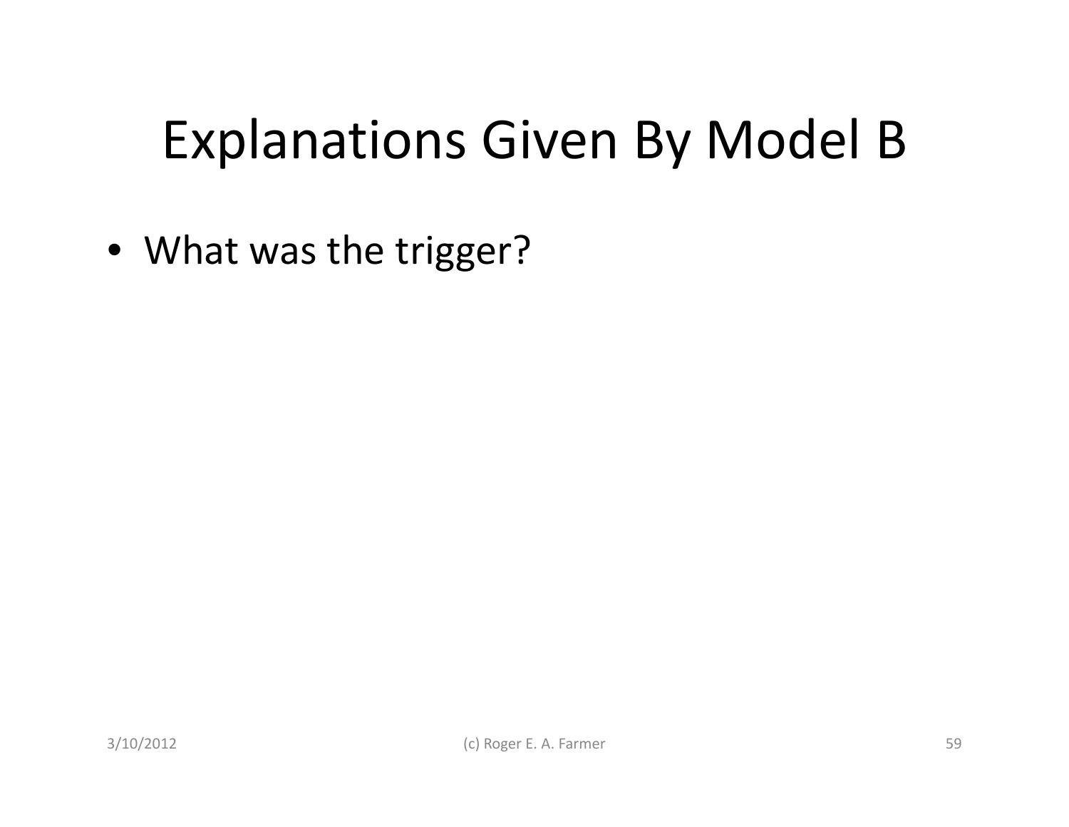# Explanations Given By Model B

- What was the trigger?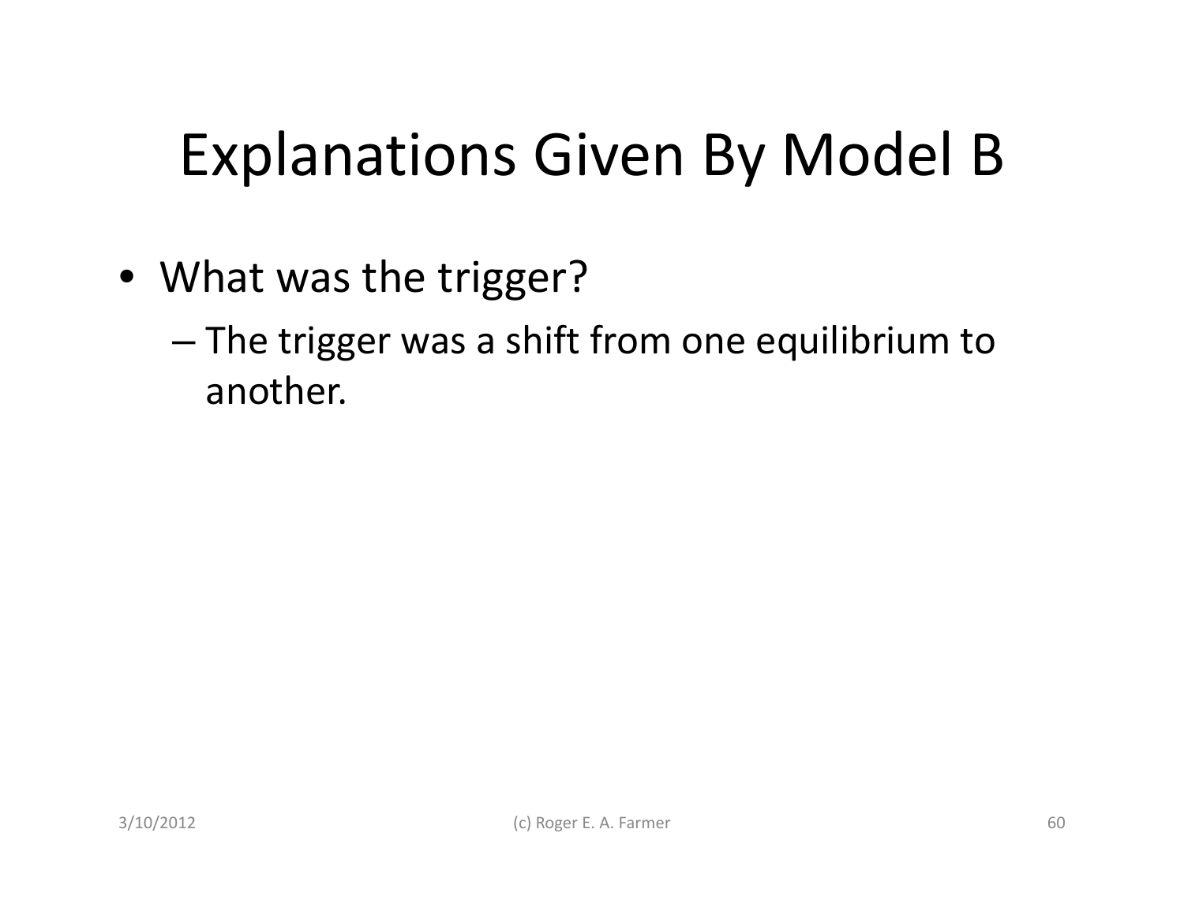# Explanations Given By Model B

- What was the trigger?
  - The trigger was a shift from one equilibrium to another.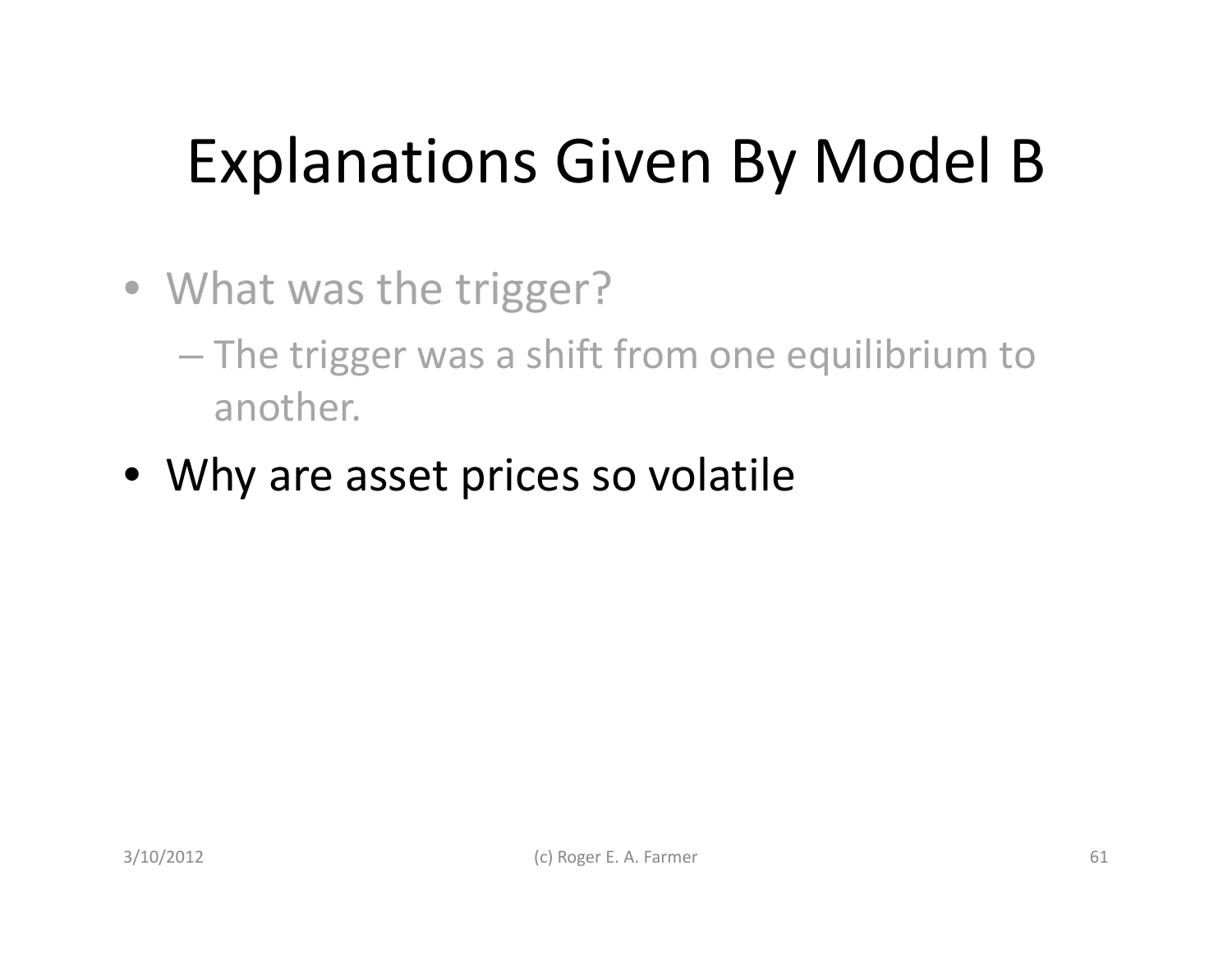# Explanations Given By Model B

- What was the trigger?
  - The trigger was a shift from one equilibrium to another.
- Why are asset prices so volatile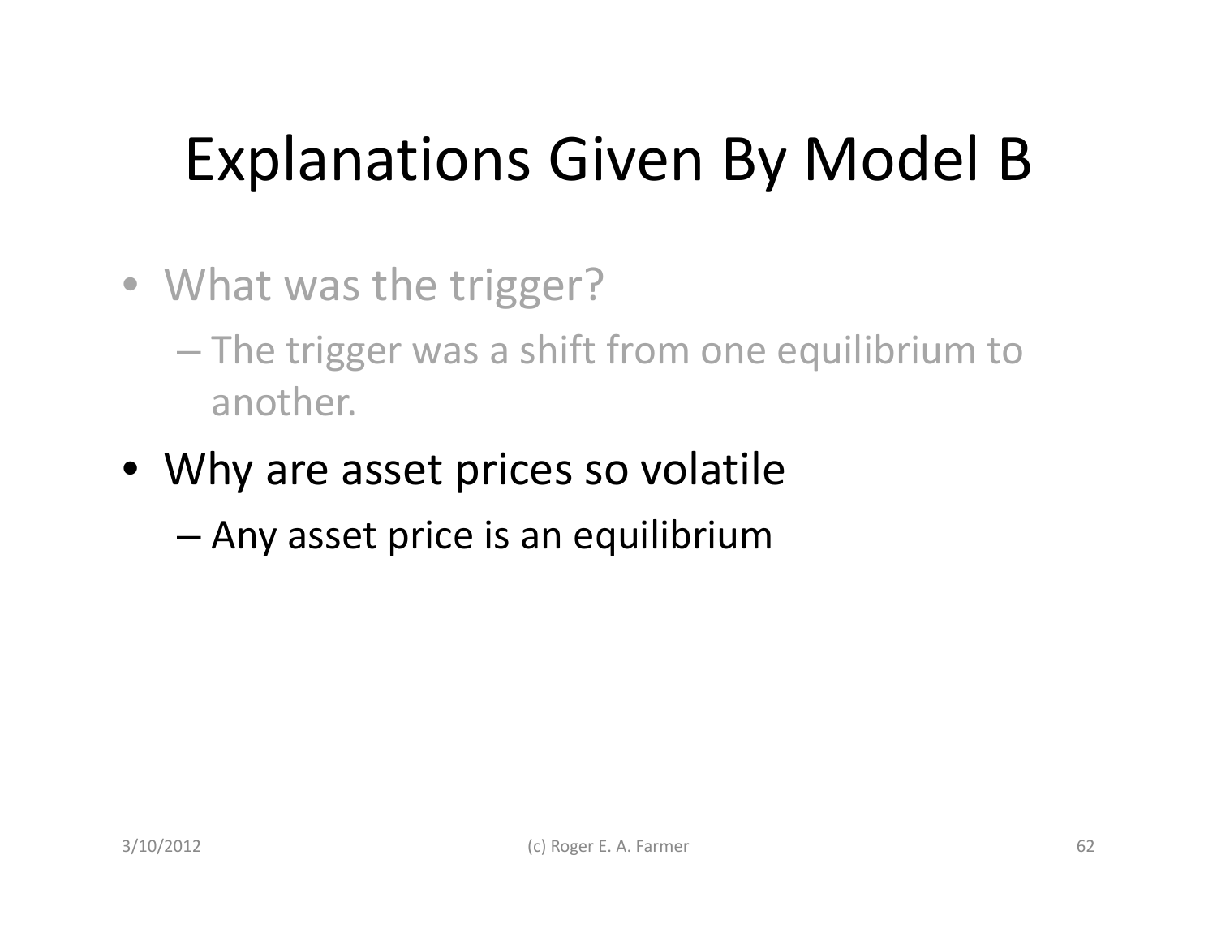# Explanations Given By Model B

- What was the trigger?
  - The trigger was a shift from one equilibrium to another.
- Why are asset prices so volatile
  - Any asset price is an equilibrium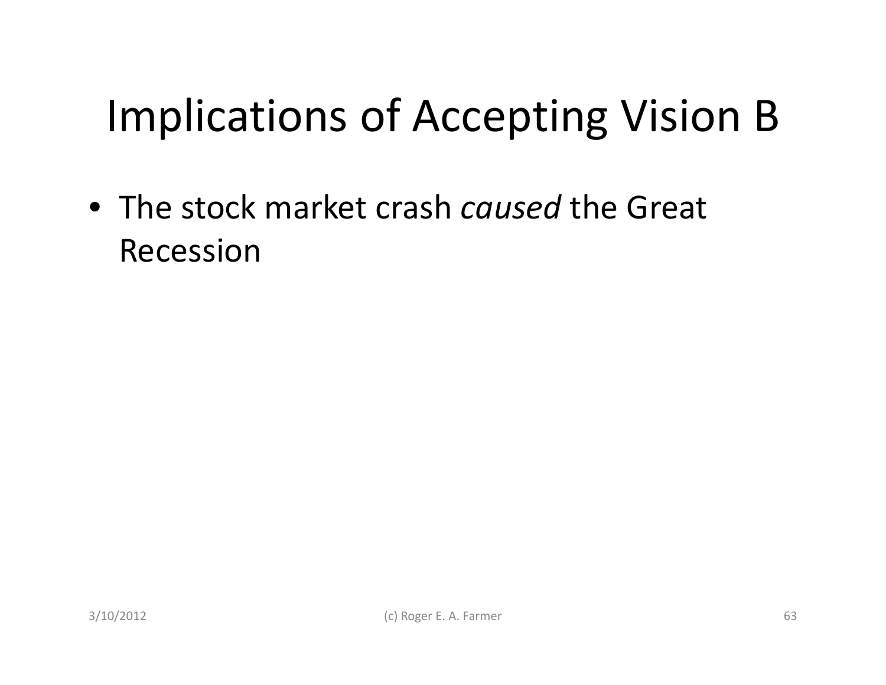# Implications of Accepting Vision B

- The stock market crash *caused* the Great Recession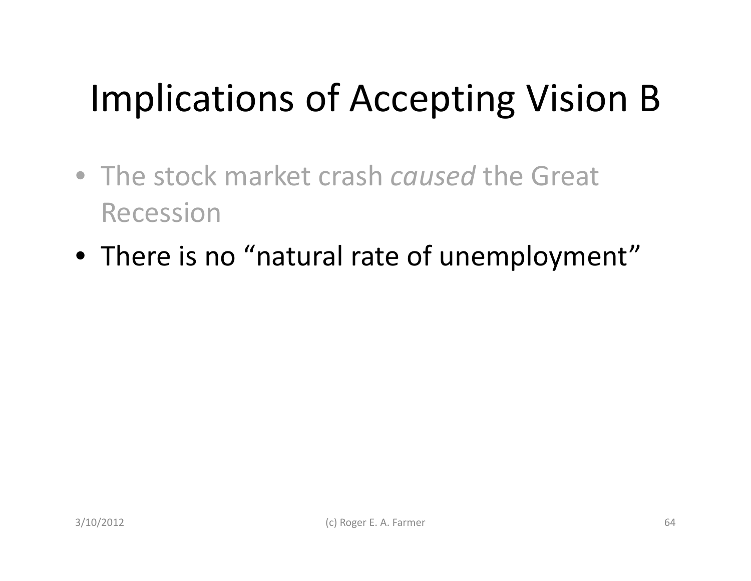# Implications of Accepting Vision B

- The stock market crash *caused* the Great Recession
- There is no “natural rate of unemployment”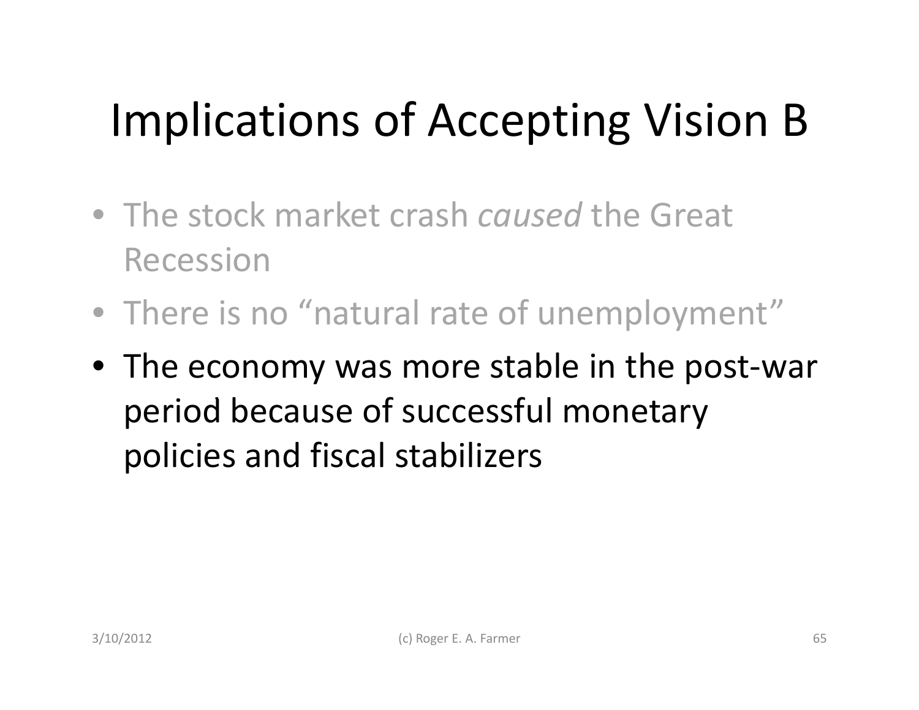# Implications of Accepting Vision B

- The stock market crash *caused* the Great Recession
- There is no “natural rate of unemployment”
- The economy was more stable in the post-war period because of successful monetary policies and fiscal stabilizers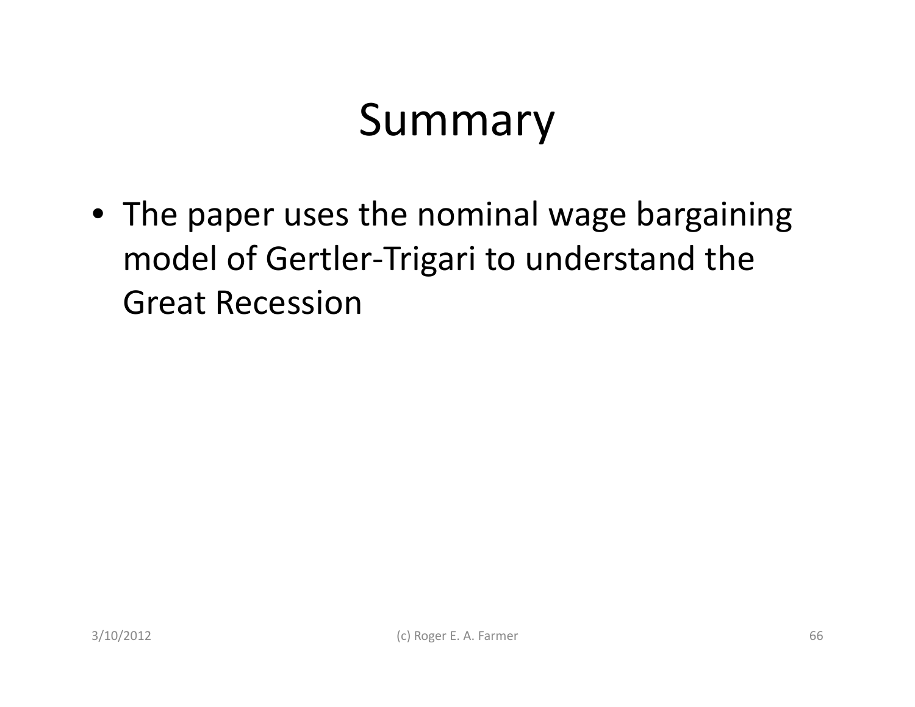# Summary

- The paper uses the nominal wage bargaining model of Gertler-Trigari to understand the Great Recession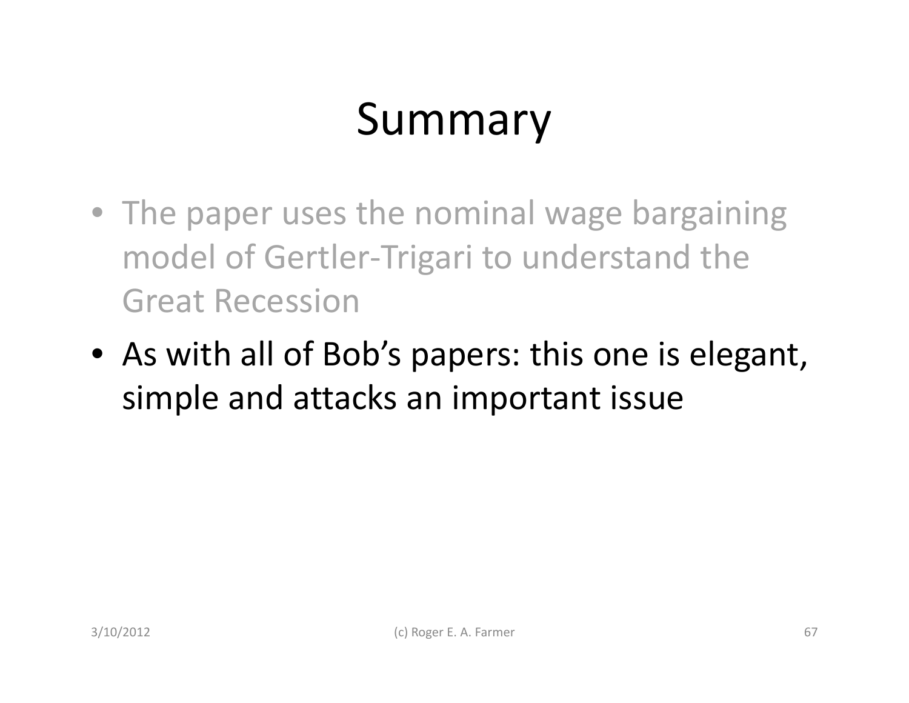# Summary

- The paper uses the nominal wage bargaining model of Gertler-Trigari to understand the Great Recession
- As with all of Bob's papers: this one is elegant, simple and attacks an important issue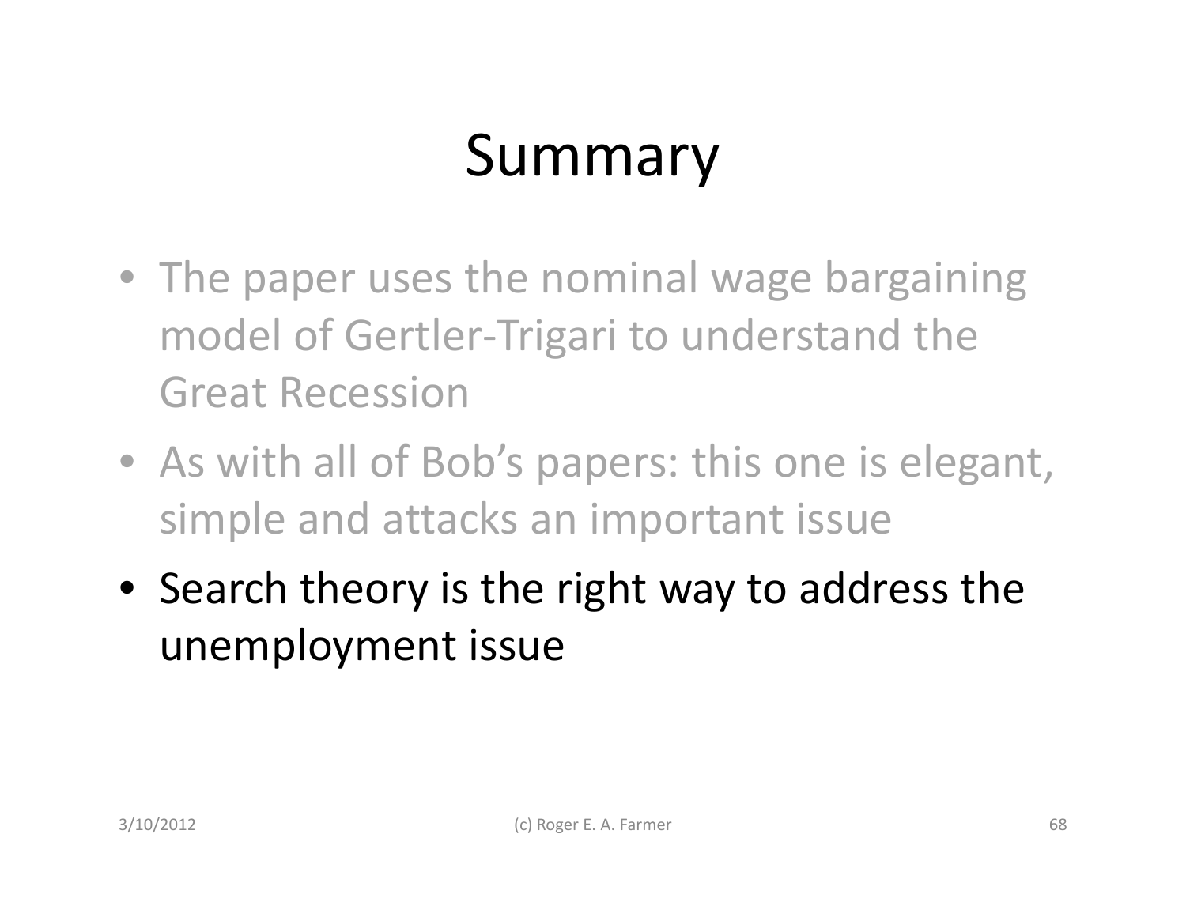# Summary

- The paper uses the nominal wage bargaining model of Gertler-Trigari to understand the Great Recession
- As with all of Bob's papers: this one is elegant, simple and attacks an important issue
- Search theory is the right way to address the unemployment issue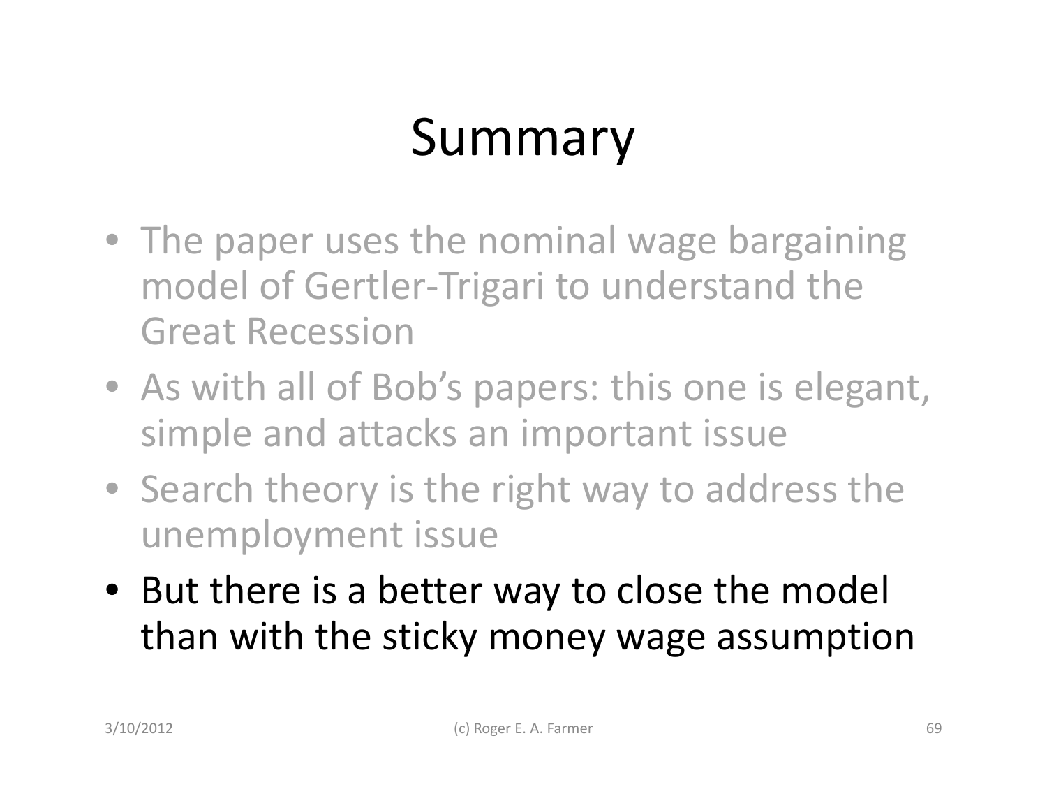# Summary

- The paper uses the nominal wage bargaining model of Gertler-Trigari to understand the Great Recession
- As with all of Bob's papers: this one is elegant, simple and attacks an important issue
- Search theory is the right way to address the unemployment issue
- But there is a better way to close the model than with the sticky money wage assumption